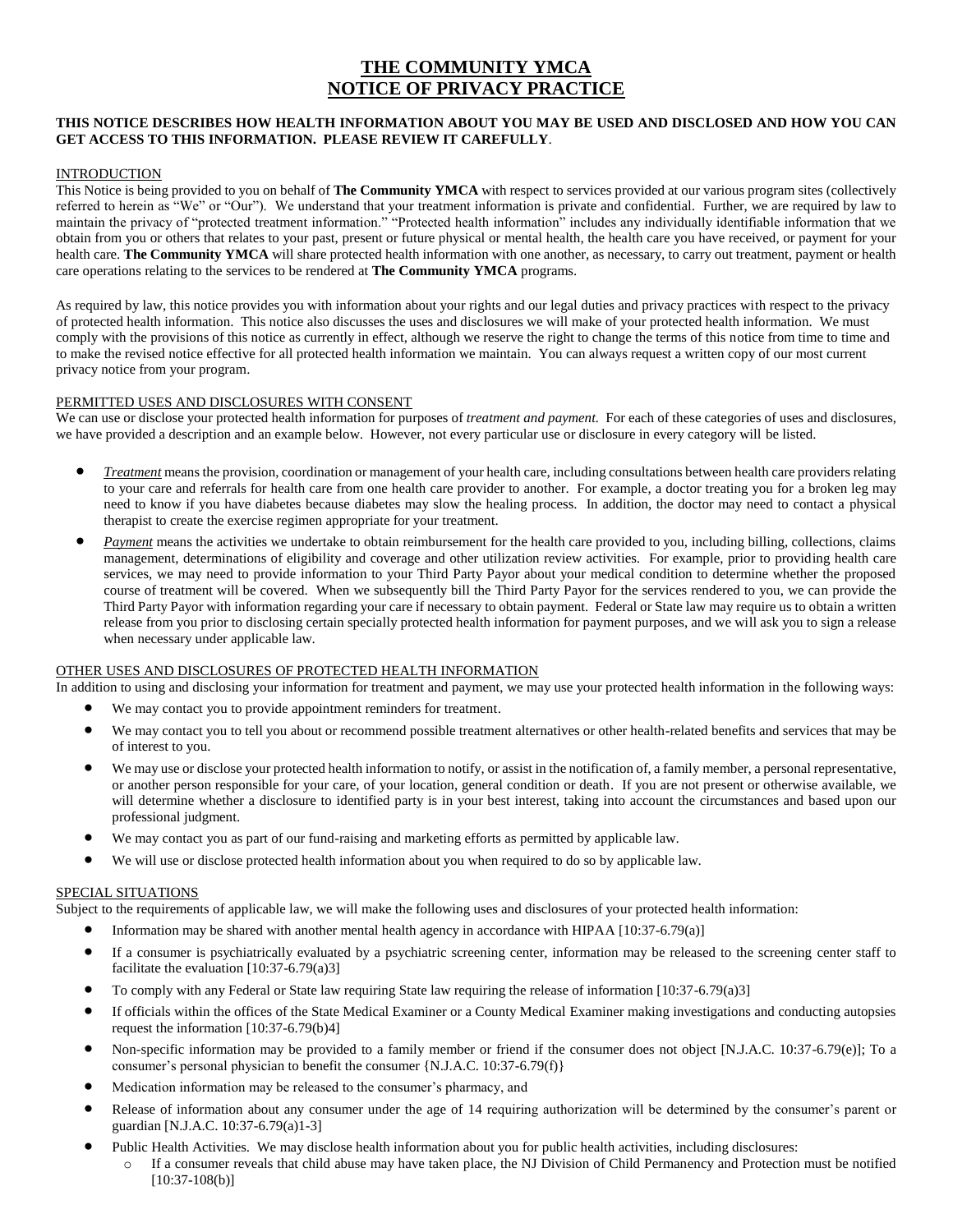# THE COMMUNITY YMCA
# NOTICE OF PRIVACY PRACTICE

**THIS NOTICE DESCRIBES HOW HEALTH INFORMATION ABOUT YOU MAY BE USED AND DISCLOSED AND HOW YOU CAN GET ACCESS TO THIS INFORMATION. PLEASE REVIEW IT CAREFULLY**.

## INTRODUCTION

This Notice is being provided to you on behalf of **The Community YMCA** with respect to services provided at our various program sites (collectively referred to herein as "We" or "Our"). We understand that your treatment information is private and confidential. Further, we are required by law to maintain the privacy of "protected treatment information." "Protected health information" includes any individually identifiable information that we obtain from you or others that relates to your past, present or future physical or mental health, the health care you have received, or payment for your health care. **The Community YMCA** will share protected health information with one another, as necessary, to carry out treatment, payment or health care operations relating to the services to be rendered at **The Community YMCA** programs.

As required by law, this notice provides you with information about your rights and our legal duties and privacy practices with respect to the privacy of protected health information. This notice also discusses the uses and disclosures we will make of your protected health information. We must comply with the provisions of this notice as currently in effect, although we reserve the right to change the terms of this notice from time to time and to make the revised notice effective for all protected health information we maintain. You can always request a written copy of our most current privacy notice from your program.

## PERMITTED USES AND DISCLOSURES WITH CONSENT

We can use or disclose your protected health information for purposes of *treatment and payment.* For each of these categories of uses and disclosures, we have provided a description and an example below. However, not every particular use or disclosure in every category will be listed.

- *Treatment* means the provision, coordination or management of your health care, including consultations between health care providers relating to your care and referrals for health care from one health care provider to another. For example, a doctor treating you for a broken leg may need to know if you have diabetes because diabetes may slow the healing process. In addition, the doctor may need to contact a physical therapist to create the exercise regimen appropriate for your treatment.
- *Payment* means the activities we undertake to obtain reimbursement for the health care provided to you, including billing, collections, claims management, determinations of eligibility and coverage and other utilization review activities. For example, prior to providing health care services, we may need to provide information to your Third Party Payor about your medical condition to determine whether the proposed course of treatment will be covered. When we subsequently bill the Third Party Payor for the services rendered to you, we can provide the Third Party Payor with information regarding your care if necessary to obtain payment. Federal or State law may require us to obtain a written release from you prior to disclosing certain specially protected health information for payment purposes, and we will ask you to sign a release when necessary under applicable law.

## OTHER USES AND DISCLOSURES OF PROTECTED HEALTH INFORMATION

In addition to using and disclosing your information for treatment and payment, we may use your protected health information in the following ways:

- We may contact you to provide appointment reminders for treatment.
- We may contact you to tell you about or recommend possible treatment alternatives or other health-related benefits and services that may be of interest to you.
- We may use or disclose your protected health information to notify, or assist in the notification of, a family member, a personal representative, or another person responsible for your care, of your location, general condition or death. If you are not present or otherwise available, we will determine whether a disclosure to identified party is in your best interest, taking into account the circumstances and based upon our professional judgment.
- We may contact you as part of our fund-raising and marketing efforts as permitted by applicable law.
- We will use or disclose protected health information about you when required to do so by applicable law.

## SPECIAL SITUATIONS

Subject to the requirements of applicable law, we will make the following uses and disclosures of your protected health information:

- Information may be shared with another mental health agency in accordance with HIPAA [10:37-6.79(a)]
- If a consumer is psychiatrically evaluated by a psychiatric screening center, information may be released to the screening center staff to facilitate the evaluation [10:37-6.79(a)3]
- To comply with any Federal or State law requiring State law requiring the release of information [10:37-6.79(a)3]
- If officials within the offices of the State Medical Examiner or a County Medical Examiner making investigations and conducting autopsies request the information [10:37-6.79(b)4]
- Non-specific information may be provided to a family member or friend if the consumer does not object [N.J.A.C. 10:37-6.79(e)]; To a consumer's personal physician to benefit the consumer {N.J.A.C. 10:37-6.79(f)}
- Medication information may be released to the consumer's pharmacy, and
- Release of information about any consumer under the age of 14 requiring authorization will be determined by the consumer's parent or guardian [N.J.A.C. 10:37-6.79(a)1-3]
- Public Health Activities. We may disclose health information about you for public health activities, including disclosures:
  - If a consumer reveals that child abuse may have taken place, the NJ Division of Child Permanency and Protection must be notified [10:37-108(b)]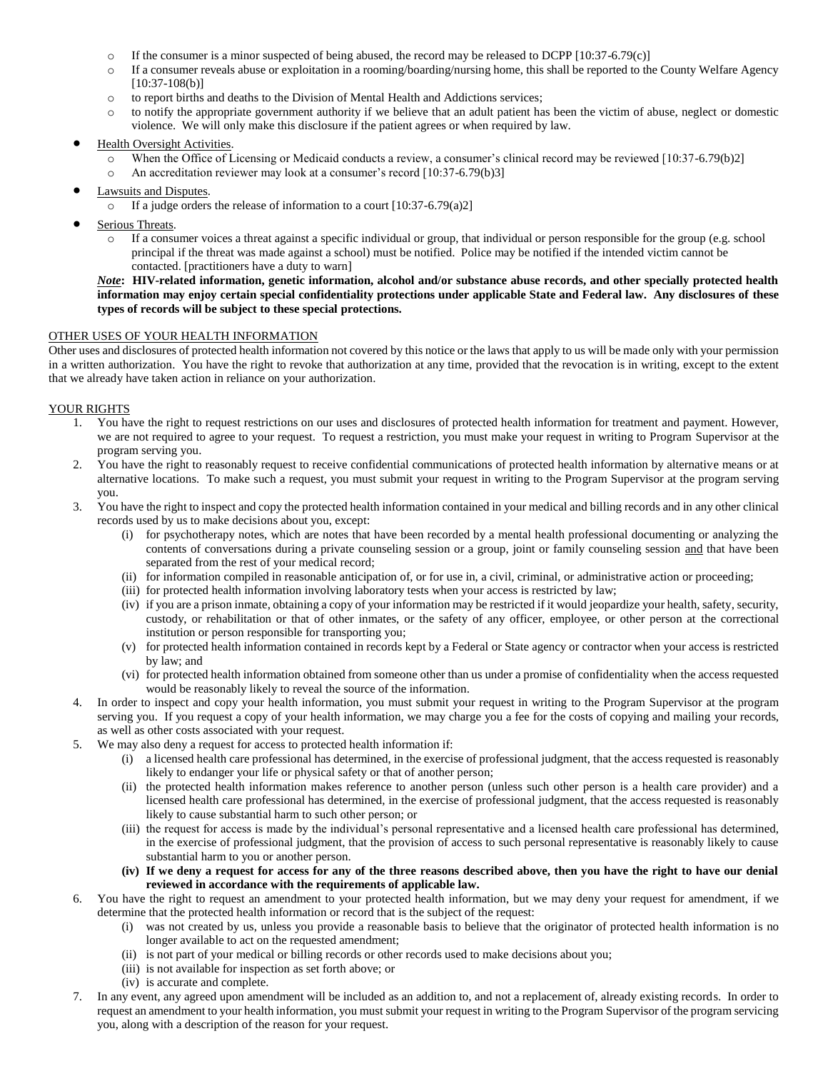- If the consumer is a minor suspected of being abused, the record may be released to DCPP [10:37-6.79(c)]
    - If a consumer reveals abuse or exploitation in a rooming/boarding/nursing home, this shall be reported to the County Welfare Agency [10:37-108(b)]
    - to report births and deaths to the Division of Mental Health and Addictions services;
    - to notify the appropriate government authority if we believe that an adult patient has been the victim of abuse, neglect or domestic violence. We will only make this disclosure if the patient agrees or when required by law.
- Health Oversight Activities.
    - When the Office of Licensing or Medicaid conducts a review, a consumer's clinical record may be reviewed [10:37-6.79(b)2]
    - An accreditation reviewer may look at a consumer's record [10:37-6.79(b)3]
- Lawsuits and Disputes.
    - If a judge orders the release of information to a court [10:37-6.79(a)2]
- Serious Threats.
    - If a consumer voices a threat against a specific individual or group, that individual or person responsible for the group (e.g. school principal if the threat was made against a school) must be notified. Police may be notified if the intended victim cannot be contacted. [practitioners have a duty to warn]

***Note*: HIV-related information, genetic information, alcohol and/or substance abuse records, and other specially protected health information may enjoy certain special confidentiality protections under applicable State and Federal law. Any disclosures of these types of records will be subject to these special protections.**

OTHER USES OF YOUR HEALTH INFORMATION

Other uses and disclosures of protected health information not covered by this notice or the laws that apply to us will be made only with your permission in a written authorization. You have the right to revoke that authorization at any time, provided that the revocation is in writing, except to the extent that we already have taken action in reliance on your authorization.

YOUR RIGHTS

1. You have the right to request restrictions on our uses and disclosures of protected health information for treatment and payment. However, we are not required to agree to your request. To request a restriction, you must make your request in writing to Program Supervisor at the program serving you.
2. You have the right to reasonably request to receive confidential communications of protected health information by alternative means or at alternative locations. To make such a request, you must submit your request in writing to the Program Supervisor at the program serving you.
3. You have the right to inspect and copy the protected health information contained in your medical and billing records and in any other clinical records used by us to make decisions about you, except:
    (i) for psychotherapy notes, which are notes that have been recorded by a mental health professional documenting or analyzing the contents of conversations during a private counseling session or a group, joint or family counseling session and that have been separated from the rest of your medical record;
    (ii) for information compiled in reasonable anticipation of, or for use in, a civil, criminal, or administrative action or proceeding;
    (iii) for protected health information involving laboratory tests when your access is restricted by law;
    (iv) if you are a prison inmate, obtaining a copy of your information may be restricted if it would jeopardize your health, safety, security, custody, or rehabilitation or that of other inmates, or the safety of any officer, employee, or other person at the correctional institution or person responsible for transporting you;
    (v) for protected health information contained in records kept by a Federal or State agency or contractor when your access is restricted by law; and
    (vi) for protected health information obtained from someone other than us under a promise of confidentiality when the access requested would be reasonably likely to reveal the source of the information.
4. In order to inspect and copy your health information, you must submit your request in writing to the Program Supervisor at the program serving you. If you request a copy of your health information, we may charge you a fee for the costs of copying and mailing your records, as well as other costs associated with your request.
5. We may also deny a request for access to protected health information if:
    (i) a licensed health care professional has determined, in the exercise of professional judgment, that the access requested is reasonably likely to endanger your life or physical safety or that of another person;
    (ii) the protected health information makes reference to another person (unless such other person is a health care provider) and a licensed health care professional has determined, in the exercise of professional judgment, that the access requested is reasonably likely to cause substantial harm to such other person; or
    (iii) the request for access is made by the individual's personal representative and a licensed health care professional has determined, in the exercise of professional judgment, that the provision of access to such personal representative is reasonably likely to cause substantial harm to you or another person.
    **(iv) If we deny a request for access for any of the three reasons described above, then you have the right to have our denial reviewed in accordance with the requirements of applicable law.**
6. You have the right to request an amendment to your protected health information, but we may deny your request for amendment, if we determine that the protected health information or record that is the subject of the request:
    (i) was not created by us, unless you provide a reasonable basis to believe that the originator of protected health information is no longer available to act on the requested amendment;
    (ii) is not part of your medical or billing records or other records used to make decisions about you;
    (iii) is not available for inspection as set forth above; or
    (iv) is accurate and complete.
7. In any event, any agreed upon amendment will be included as an addition to, and not a replacement of, already existing records. In order to request an amendment to your health information, you must submit your request in writing to the Program Supervisor of the program servicing you, along with a description of the reason for your request.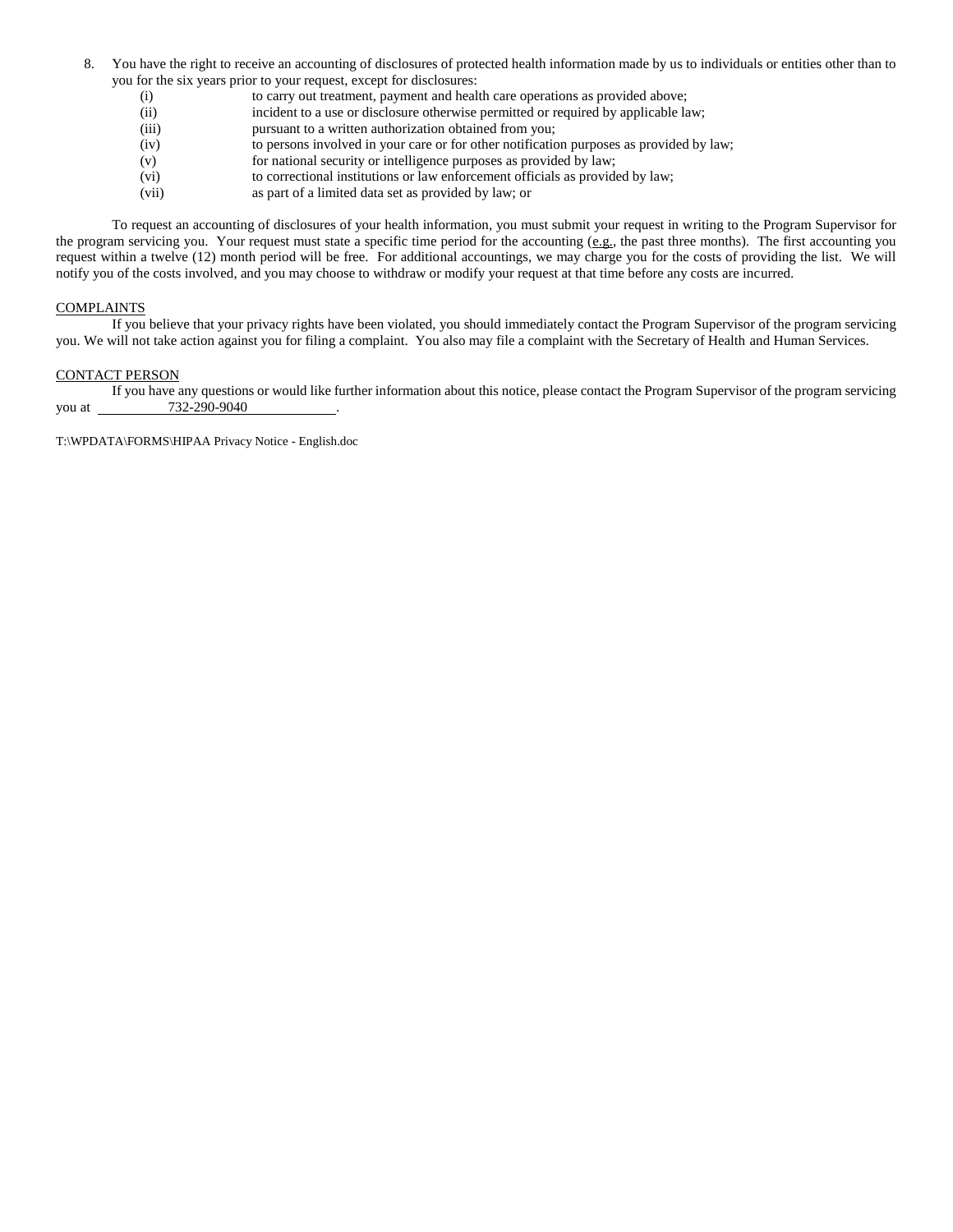8. You have the right to receive an accounting of disclosures of protected health information made by us to individuals or entities other than to you for the six years prior to your request, except for disclosures:
   - (i) to carry out treatment, payment and health care operations as provided above;
   - (ii) incident to a use or disclosure otherwise permitted or required by applicable law;
   - (iii) pursuant to a written authorization obtained from you;
   - (iv) to persons involved in your care or for other notification purposes as provided by law;
   - (v) for national security or intelligence purposes as provided by law;
   - (vi) to correctional institutions or law enforcement officials as provided by law;
   - (vii) as part of a limited data set as provided by law; or

To request an accounting of disclosures of your health information, you must submit your request in writing to the Program Supervisor for the program servicing you. Your request must state a specific time period for the accounting (e.g., the past three months). The first accounting you request within a twelve (12) month period will be free. For additional accountings, we may charge you for the costs of providing the list. We will notify you of the costs involved, and you may choose to withdraw or modify your request at that time before any costs are incurred.

COMPLAINTS

If you believe that your privacy rights have been violated, you should immediately contact the Program Supervisor of the program servicing you. We will not take action against you for filing a complaint. You also may file a complaint with the Secretary of Health and Human Services.

CONTACT PERSON

If you have any questions or would like further information about this notice, please contact the Program Supervisor of the program servicing you at 732-290-9040.

T:\WPDATA\FORMS\HIPAA Privacy Notice - English.doc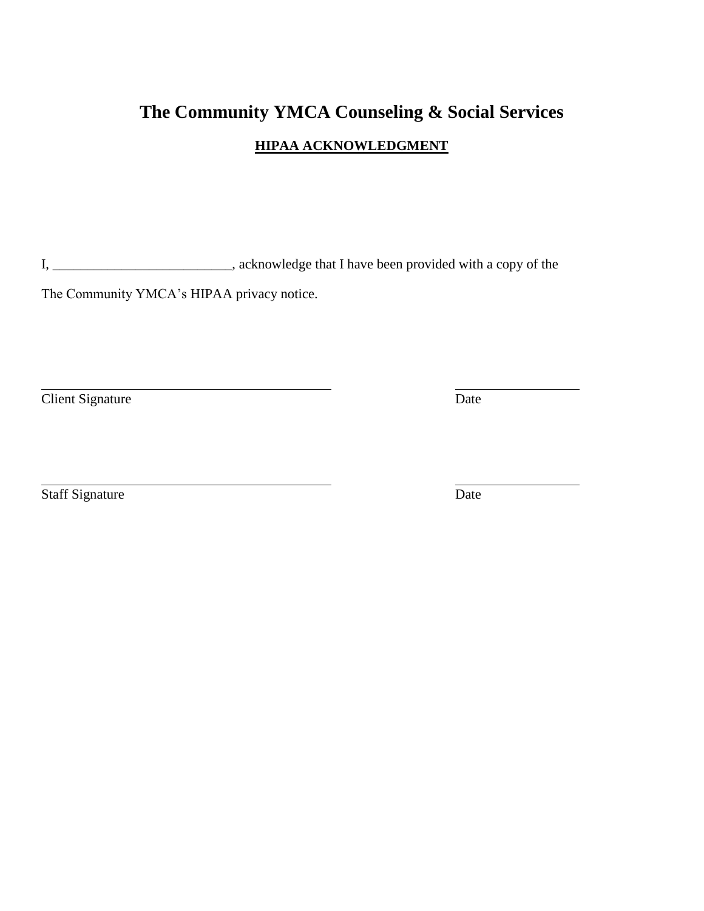# The Community YMCA Counseling & Social Services

## HIPAA ACKNOWLEDGMENT

I, __________________________, acknowledge that I have been provided with a copy of the The Community YMCA's HIPAA privacy notice.

_____________________________________________ _________________

Client Signature Date

_____________________________________________ _________________

Staff Signature Date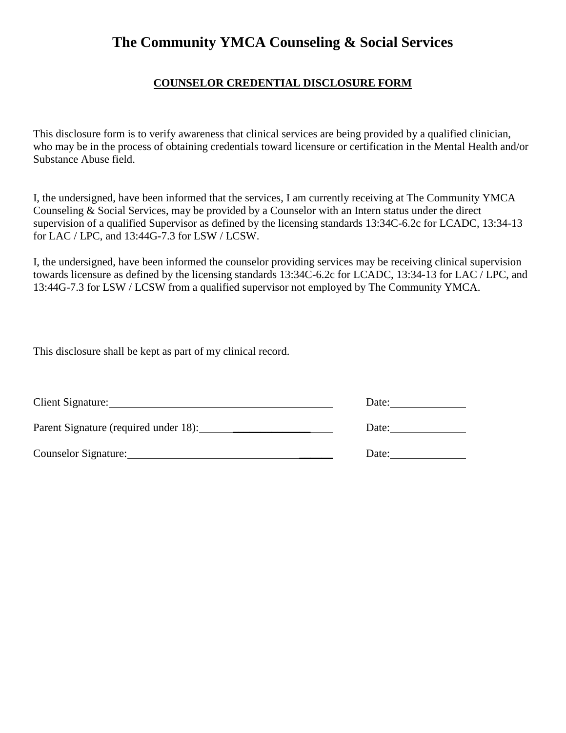# The Community YMCA Counseling & Social Services

**COUNSELOR CREDENTIAL DISCLOSURE FORM**

This disclosure form is to verify awareness that clinical services are being provided by a qualified clinician, who may be in the process of obtaining credentials toward licensure or certification in the Mental Health and/or Substance Abuse field.

I, the undersigned, have been informed that the services, I am currently receiving at The Community YMCA Counseling & Social Services, may be provided by a Counselor with an Intern status under the direct supervision of a qualified Supervisor as defined by the licensing standards 13:34C-6.2c for LCADC, 13:34-13 for LAC / LPC, and 13:44G-7.3 for LSW / LCSW.

I, the undersigned, have been informed the counselor providing services may be receiving clinical supervision towards licensure as defined by the licensing standards 13:34C-6.2c for LCADC, 13:34-13 for LAC / LPC, and 13:44G-7.3 for LSW / LCSW from a qualified supervisor not employed by The Community YMCA.

This disclosure shall be kept as part of my clinical record.

Client Signature: ______________________________________ Date: ____________

Parent Signature (required under 18): ______________________ Date: ____________

Counselor Signature: ____________________________________ Date: ____________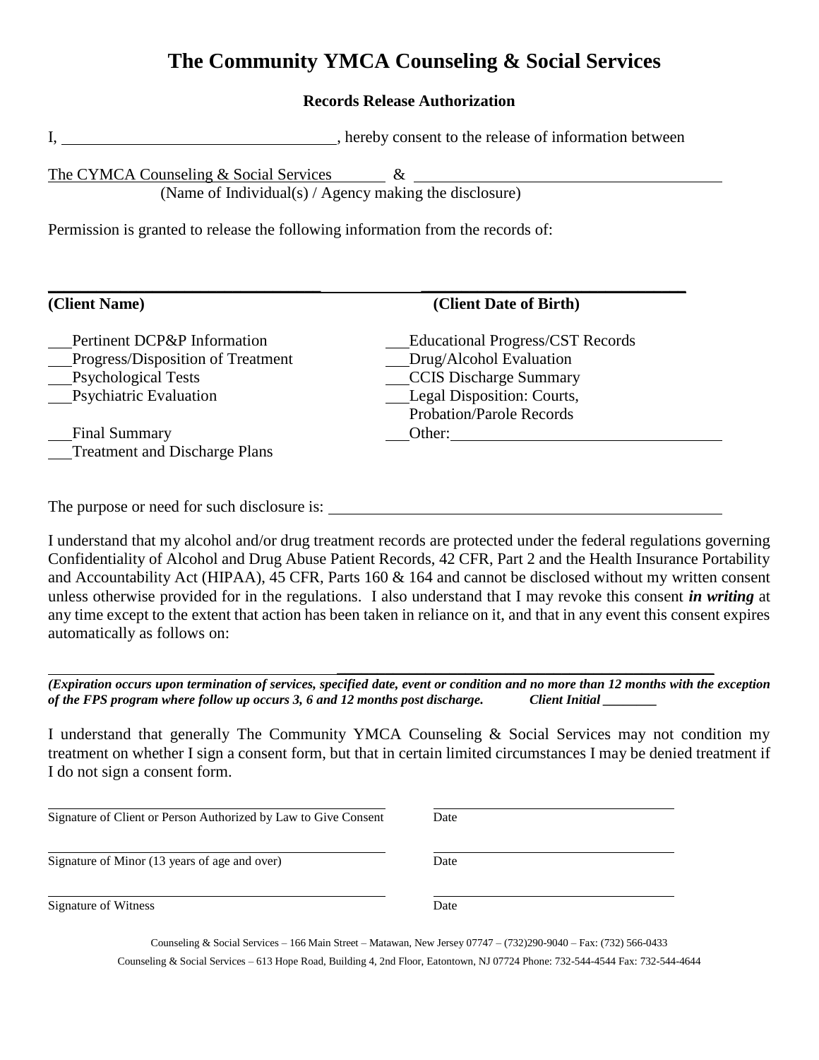# The Community YMCA Counseling & Social Services

### Records Release Authorization

I, ___________________________________, hereby consent to the release of information between

The CYMCA Counseling & Social Services & ________________________________________
(Name of Individual(s) / Agency making the disclosure)

Permission is granted to release the following information from the records of:

________________________________________ ________________________________________

**(Client Name)** **(Client Date of Birth)**

___Pertinent DCP&P Information
___Progress/Disposition of Treatment
___Psychological Tests
___Psychiatric Evaluation
___Final Summary
___Treatment and Discharge Plans
___Educational Progress/CST Records
___Drug/Alcohol Evaluation
___CCIS Discharge Summary
___Legal Disposition: Courts, Probation/Parole Records
___Other:___________________________________

The purpose or need for such disclosure is: ________________________________________________

I understand that my alcohol and/or drug treatment records are protected under the federal regulations governing Confidentiality of Alcohol and Drug Abuse Patient Records, 42 CFR, Part 2 and the Health Insurance Portability and Accountability Act (HIPAA), 45 CFR, Parts 160 & 164 and cannot be disclosed without my written consent unless otherwise provided for in the regulations. I also understand that I may revoke this consent ***in writing*** at any time except to the extent that action has been taken in reliance on it, and that in any event this consent expires automatically as follows on:

________________________________________________________________________________

***(Expiration occurs upon termination of services, specified date, event or condition and no more than 12 months with the exception of the FPS program where follow up occurs 3, 6 and 12 months post discharge. Client Initial ________***

I understand that generally The Community YMCA Counseling & Social Services may not condition my treatment on whether I sign a consent form, but that in certain limited circumstances I may be denied treatment if I do not sign a consent form.

| | |
|---|---|
| Signature of Client or Person Authorized by Law to Give Consent | Date |
| Signature of Minor (13 years of age and over) | Date |
| Signature of Witness | Date |

Counseling & Social Services – 166 Main Street – Matawan, New Jersey 07747 – (732)290-9040 – Fax: (732) 566-0433

Counseling & Social Services – 613 Hope Road, Building 4, 2nd Floor, Eatontown, NJ 07724 Phone: 732-544-4544 Fax: 732-544-4644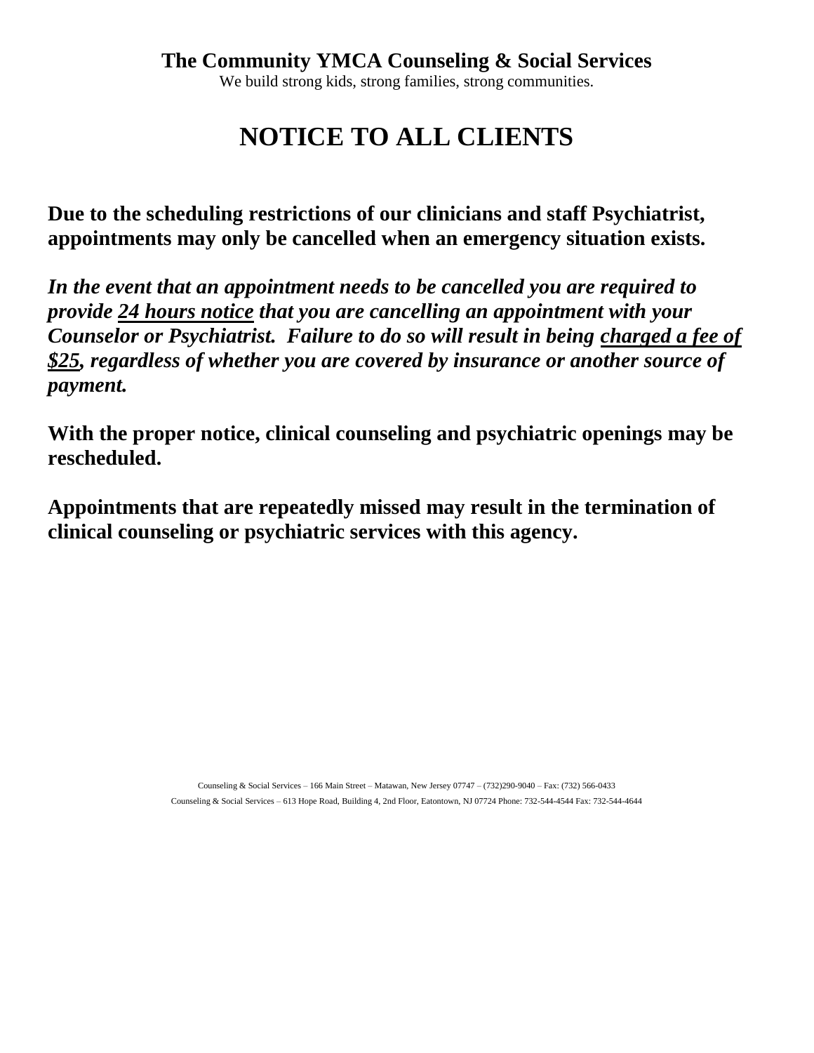**The Community YMCA Counseling & Social Services**

We build strong kids, strong families, strong communities.

# NOTICE TO ALL CLIENTS

**Due to the scheduling restrictions of our clinicians and staff Psychiatrist, appointments may only be cancelled when an emergency situation exists.**

***In the event that an appointment needs to be cancelled you are required to provide <u>24 hours notice</u> that you are cancelling an appointment with your Counselor or Psychiatrist. Failure to do so will result in being <u>charged a fee of $25</u>, regardless of whether you are covered by insurance or another source of payment.***

**With the proper notice, clinical counseling and psychiatric openings may be rescheduled.**

**Appointments that are repeatedly missed may result in the termination of clinical counseling or psychiatric services with this agency.**

Counseling & Social Services – 166 Main Street – Matawan, New Jersey 07747 – (732)290-9040 – Fax: (732) 566-0433

Counseling & Social Services – 613 Hope Road, Building 4, 2nd Floor, Eatontown, NJ 07724 Phone: 732-544-4544 Fax: 732-544-4644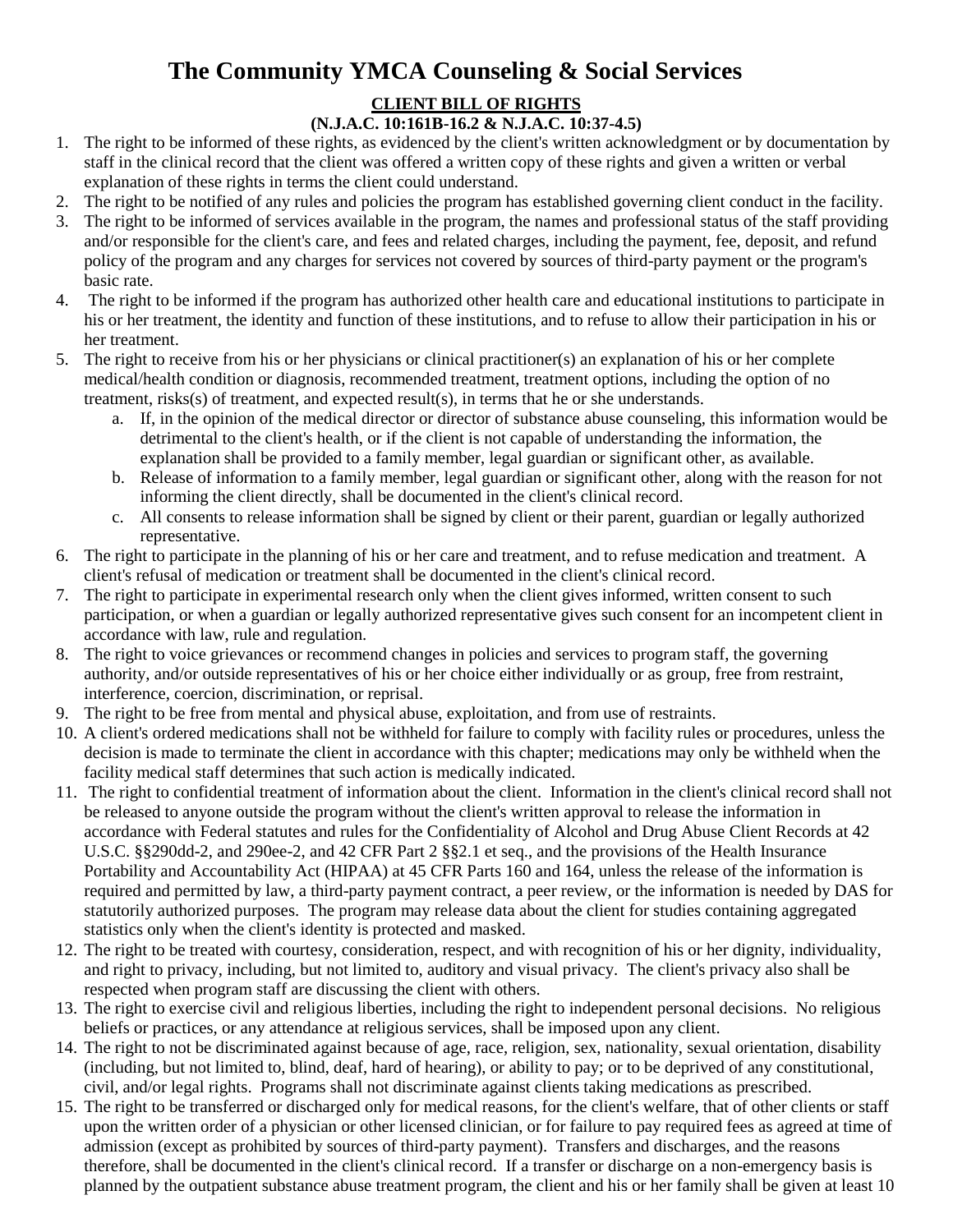# The Community YMCA Counseling & Social Services

**CLIENT BILL OF RIGHTS**

**(N.J.A.C. 10:161B-16.2 & N.J.A.C. 10:37-4.5)**

1. The right to be informed of these rights, as evidenced by the client's written acknowledgment or by documentation by staff in the clinical record that the client was offered a written copy of these rights and given a written or verbal explanation of these rights in terms the client could understand.
2. The right to be notified of any rules and policies the program has established governing client conduct in the facility.
3. The right to be informed of services available in the program, the names and professional status of the staff providing and/or responsible for the client's care, and fees and related charges, including the payment, fee, deposit, and refund policy of the program and any charges for services not covered by sources of third-party payment or the program's basic rate.
4. The right to be informed if the program has authorized other health care and educational institutions to participate in his or her treatment, the identity and function of these institutions, and to refuse to allow their participation in his or her treatment.
5. The right to receive from his or her physicians or clinical practitioner(s) an explanation of his or her complete medical/health condition or diagnosis, recommended treatment, treatment options, including the option of no treatment, risks(s) of treatment, and expected result(s), in terms that he or she understands.
   a. If, in the opinion of the medical director or director of substance abuse counseling, this information would be detrimental to the client's health, or if the client is not capable of understanding the information, the explanation shall be provided to a family member, legal guardian or significant other, as available.
   b. Release of information to a family member, legal guardian or significant other, along with the reason for not informing the client directly, shall be documented in the client's clinical record.
   c. All consents to release information shall be signed by client or their parent, guardian or legally authorized representative.
6. The right to participate in the planning of his or her care and treatment, and to refuse medication and treatment. A client's refusal of medication or treatment shall be documented in the client's clinical record.
7. The right to participate in experimental research only when the client gives informed, written consent to such participation, or when a guardian or legally authorized representative gives such consent for an incompetent client in accordance with law, rule and regulation.
8. The right to voice grievances or recommend changes in policies and services to program staff, the governing authority, and/or outside representatives of his or her choice either individually or as group, free from restraint, interference, coercion, discrimination, or reprisal.
9. The right to be free from mental and physical abuse, exploitation, and from use of restraints.
10. A client's ordered medications shall not be withheld for failure to comply with facility rules or procedures, unless the decision is made to terminate the client in accordance with this chapter; medications may only be withheld when the facility medical staff determines that such action is medically indicated.
11. The right to confidential treatment of information about the client. Information in the client's clinical record shall not be released to anyone outside the program without the client's written approval to release the information in accordance with Federal statutes and rules for the Confidentiality of Alcohol and Drug Abuse Client Records at 42 U.S.C. §§290dd-2, and 290ee-2, and 42 CFR Part 2 §§2.1 et seq., and the provisions of the Health Insurance Portability and Accountability Act (HIPAA) at 45 CFR Parts 160 and 164, unless the release of the information is required and permitted by law, a third-party payment contract, a peer review, or the information is needed by DAS for statutorily authorized purposes. The program may release data about the client for studies containing aggregated statistics only when the client's identity is protected and masked.
12. The right to be treated with courtesy, consideration, respect, and with recognition of his or her dignity, individuality, and right to privacy, including, but not limited to, auditory and visual privacy. The client's privacy also shall be respected when program staff are discussing the client with others.
13. The right to exercise civil and religious liberties, including the right to independent personal decisions. No religious beliefs or practices, or any attendance at religious services, shall be imposed upon any client.
14. The right to not be discriminated against because of age, race, religion, sex, nationality, sexual orientation, disability (including, but not limited to, blind, deaf, hard of hearing), or ability to pay; or to be deprived of any constitutional, civil, and/or legal rights. Programs shall not discriminate against clients taking medications as prescribed.
15. The right to be transferred or discharged only for medical reasons, for the client's welfare, that of other clients or staff upon the written order of a physician or other licensed clinician, or for failure to pay required fees as agreed at time of admission (except as prohibited by sources of third-party payment). Transfers and discharges, and the reasons therefore, shall be documented in the client's clinical record. If a transfer or discharge on a non-emergency basis is planned by the outpatient substance abuse treatment program, the client and his or her family shall be given at least 10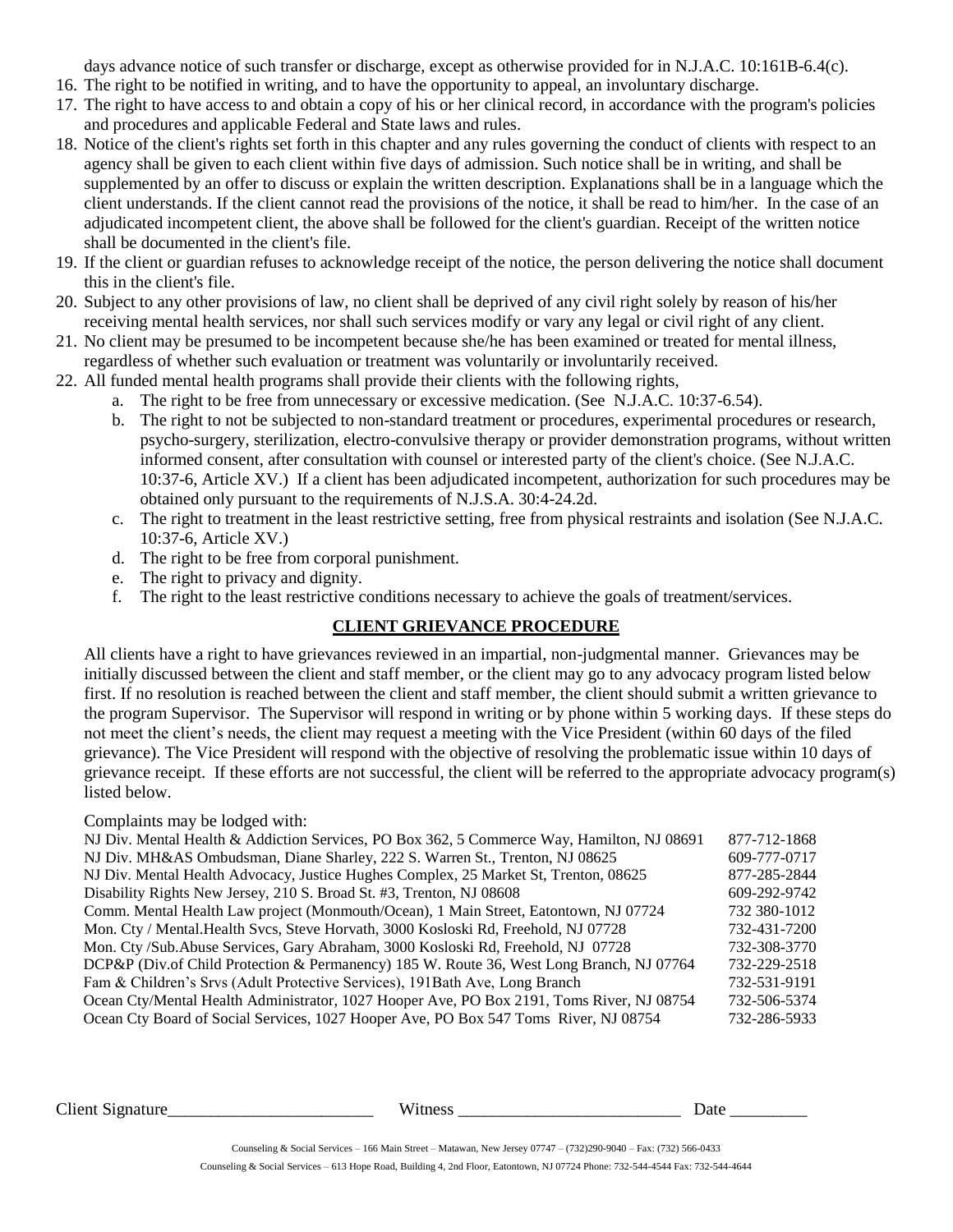days advance notice of such transfer or discharge, except as otherwise provided for in N.J.A.C. 10:161B-6.4(c).

16. The right to be notified in writing, and to have the opportunity to appeal, an involuntary discharge.
17. The right to have access to and obtain a copy of his or her clinical record, in accordance with the program's policies and procedures and applicable Federal and State laws and rules.
18. Notice of the client's rights set forth in this chapter and any rules governing the conduct of clients with respect to an agency shall be given to each client within five days of admission. Such notice shall be in writing, and shall be supplemented by an offer to discuss or explain the written description. Explanations shall be in a language which the client understands. If the client cannot read the provisions of the notice, it shall be read to him/her. In the case of an adjudicated incompetent client, the above shall be followed for the client's guardian. Receipt of the written notice shall be documented in the client's file.
19. If the client or guardian refuses to acknowledge receipt of the notice, the person delivering the notice shall document this in the client's file.
20. Subject to any other provisions of law, no client shall be deprived of any civil right solely by reason of his/her receiving mental health services, nor shall such services modify or vary any legal or civil right of any client.
21. No client may be presumed to be incompetent because she/he has been examined or treated for mental illness, regardless of whether such evaluation or treatment was voluntarily or involuntarily received.
22. All funded mental health programs shall provide their clients with the following rights,
    a. The right to be free from unnecessary or excessive medication. (See N.J.A.C. 10:37-6.54).
    b. The right to not be subjected to non-standard treatment or procedures, experimental procedures or research, psycho-surgery, sterilization, electro-convulsive therapy or provider demonstration programs, without written informed consent, after consultation with counsel or interested party of the client's choice. (See N.J.A.C. 10:37-6, Article XV.) If a client has been adjudicated incompetent, authorization for such procedures may be obtained only pursuant to the requirements of N.J.S.A. 30:4-24.2d.
    c. The right to treatment in the least restrictive setting, free from physical restraints and isolation (See N.J.A.C. 10:37-6, Article XV.)
    d. The right to be free from corporal punishment.
    e. The right to privacy and dignity.
    f. The right to the least restrictive conditions necessary to achieve the goals of treatment/services.

## CLIENT GRIEVANCE PROCEDURE

All clients have a right to have grievances reviewed in an impartial, non-judgmental manner. Grievances may be initially discussed between the client and staff member, or the client may go to any advocacy program listed below first. If no resolution is reached between the client and staff member, the client should submit a written grievance to the program Supervisor. The Supervisor will respond in writing or by phone within 5 working days. If these steps do not meet the client's needs, the client may request a meeting with the Vice President (within 60 days of the filed grievance). The Vice President will respond with the objective of resolving the problematic issue within 10 days of grievance receipt. If these efforts are not successful, the client will be referred to the appropriate advocacy program(s) listed below.

Complaints may be lodged with:

| | |
|---|---|
| NJ Div. Mental Health & Addiction Services, PO Box 362, 5 Commerce Way, Hamilton, NJ 08691 | 877-712-1868 |
| NJ Div. MH&AS Ombudsman, Diane Sharley, 222 S. Warren St., Trenton, NJ 08625 | 609-777-0717 |
| NJ Div. Mental Health Advocacy, Justice Hughes Complex, 25 Market St, Trenton, 08625 | 877-285-2844 |
| Disability Rights New Jersey, 210 S. Broad St. #3, Trenton, NJ 08608 | 609-292-9742 |
| Comm. Mental Health Law project (Monmouth/Ocean), 1 Main Street, Eatontown, NJ 07724 | 732 380-1012 |
| Mon. Cty / Mental.Health Svcs, Steve Horvath, 3000 Kosloski Rd, Freehold, NJ 07728 | 732-431-7200 |
| Mon. Cty /Sub.Abuse Services, Gary Abraham, 3000 Kosloski Rd, Freehold, NJ 07728 | 732-308-3770 |
| DCP&P (Div.of Child Protection & Permanency) 185 W. Route 36, West Long Branch, NJ 07764 | 732-229-2518 |
| Fam & Children's Srvs (Adult Protective Services), 191Bath Ave, Long Branch | 732-531-9191 |
| Ocean Cty/Mental Health Administrator, 1027 Hooper Ave, PO Box 2191, Toms River, NJ 08754 | 732-506-5374 |
| Ocean Cty Board of Social Services, 1027 Hooper Ave, PO Box 547 Toms River, NJ 08754 | 732-286-5933 |

Client Signature________________________ Witness __________________________ Date _________

Counseling & Social Services – 166 Main Street – Matawan, New Jersey 07747 – (732)290-9040 – Fax: (732) 566-0433

Counseling & Social Services – 613 Hope Road, Building 4, 2nd Floor, Eatontown, NJ 07724 Phone: 732-544-4544 Fax: 732-544-4644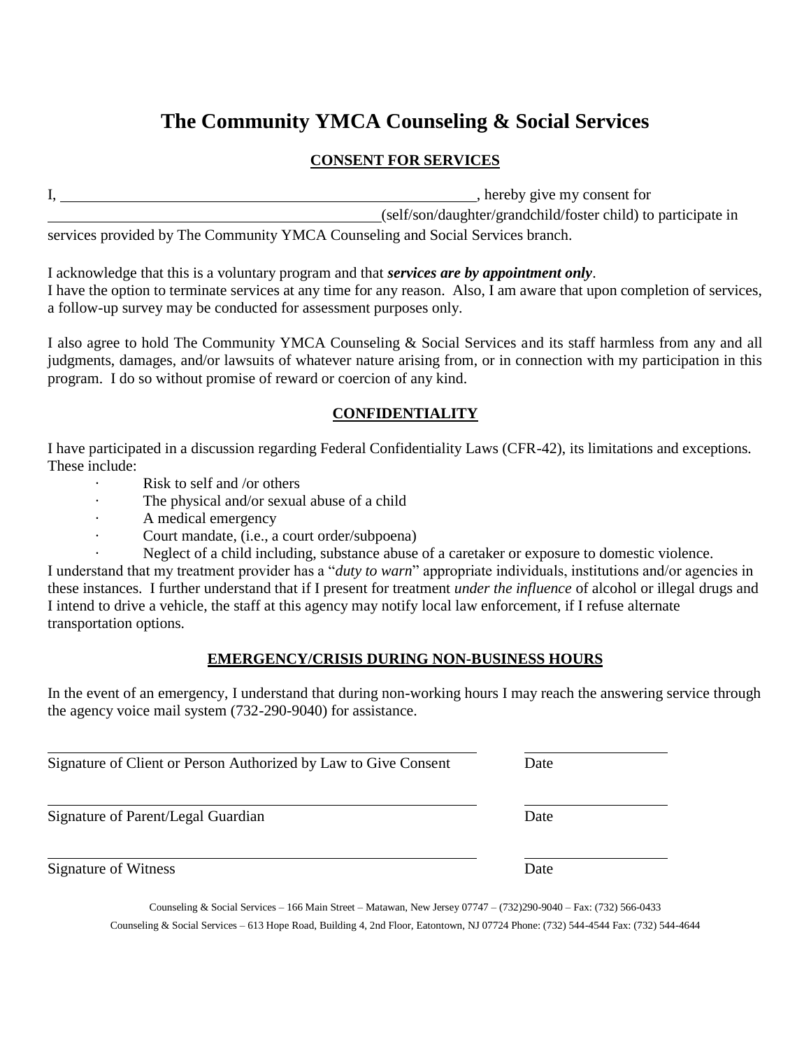# The Community YMCA Counseling & Social Services

## CONSENT FOR SERVICES

I, ________________________________________, hereby give my consent for ________________________________________(self/son/daughter/grandchild/foster child) to participate in services provided by The Community YMCA Counseling and Social Services branch.

I acknowledge that this is a voluntary program and that ***services are by appointment only***.
I have the option to terminate services at any time for any reason. Also, I am aware that upon completion of services, a follow-up survey may be conducted for assessment purposes only.

I also agree to hold The Community YMCA Counseling & Social Services and its staff harmless from any and all judgments, damages, and/or lawsuits of whatever nature arising from, or in connection with my participation in this program. I do so without promise of reward or coercion of any kind.

## CONFIDENTIALITY

I have participated in a discussion regarding Federal Confidentiality Laws (CFR-42), its limitations and exceptions. These include:

- Risk to self and /or others
- The physical and/or sexual abuse of a child
- A medical emergency
- Court mandate, (i.e., a court order/subpoena)
- Neglect of a child including, substance abuse of a caretaker or exposure to domestic violence.

I understand that my treatment provider has a "*duty to warn*" appropriate individuals, institutions and/or agencies in these instances. I further understand that if I present for treatment *under the influence* of alcohol or illegal drugs and I intend to drive a vehicle, the staff at this agency may notify local law enforcement, if I refuse alternate transportation options.

## EMERGENCY/CRISIS DURING NON-BUSINESS HOURS

In the event of an emergency, I understand that during non-working hours I may reach the answering service through the agency voice mail system (732-290-9040) for assistance.

________________________________________ ____________
Signature of Client or Person Authorized by Law to Give Consent Date

________________________________________ ____________
Signature of Parent/Legal Guardian Date

________________________________________ ____________
Signature of Witness Date

Counseling & Social Services – 166 Main Street – Matawan, New Jersey 07747 – (732)290-9040 – Fax: (732) 566-0433

Counseling & Social Services – 613 Hope Road, Building 4, 2nd Floor, Eatontown, NJ 07724 Phone: (732) 544-4544 Fax: (732) 544-4644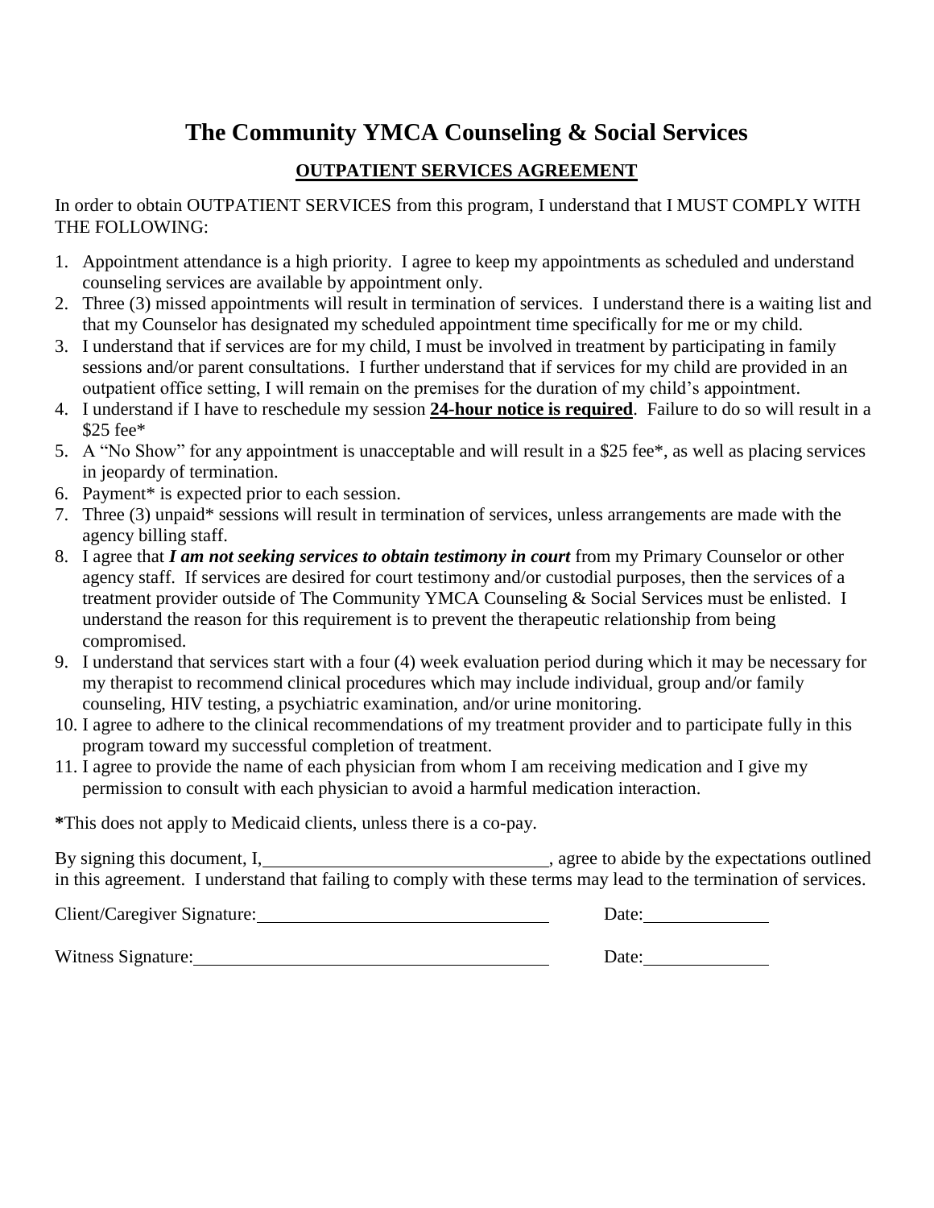# The Community YMCA Counseling & Social Services

## <u>OUTPATIENT SERVICES AGREEMENT</u>

In order to obtain OUTPATIENT SERVICES from this program, I understand that I MUST COMPLY WITH THE FOLLOWING:

1. Appointment attendance is a high priority. I agree to keep my appointments as scheduled and understand counseling services are available by appointment only.
2. Three (3) missed appointments will result in termination of services. I understand there is a waiting list and that my Counselor has designated my scheduled appointment time specifically for me or my child.
3. I understand that if services are for my child, I must be involved in treatment by participating in family sessions and/or parent consultations. I further understand that if services for my child are provided in an outpatient office setting, I will remain on the premises for the duration of my child's appointment.
4. I understand if I have to reschedule my session **<u>24-hour notice is required</u>**. Failure to do so will result in a $25 fee*
5. A "No Show" for any appointment is unacceptable and will result in a $25 fee*, as well as placing services in jeopardy of termination.
6. Payment* is expected prior to each session.
7. Three (3) unpaid* sessions will result in termination of services, unless arrangements are made with the agency billing staff.
8. I agree that ***I am not seeking services to obtain testimony in court*** from my Primary Counselor or other agency staff. If services are desired for court testimony and/or custodial purposes, then the services of a treatment provider outside of The Community YMCA Counseling & Social Services must be enlisted. I understand the reason for this requirement is to prevent the therapeutic relationship from being compromised.
9. I understand that services start with a four (4) week evaluation period during which it may be necessary for my therapist to recommend clinical procedures which may include individual, group and/or family counseling, HIV testing, a psychiatric examination, and/or urine monitoring.
10. I agree to adhere to the clinical recommendations of my treatment provider and to participate fully in this program toward my successful completion of treatment.
11. I agree to provide the name of each physician from whom I am receiving medication and I give my permission to consult with each physician to avoid a harmful medication interaction.

**\***This does not apply to Medicaid clients, unless there is a co-pay.

By signing this document, I, ______________________________, agree to abide by the expectations outlined in this agreement. I understand that failing to comply with these terms may lead to the termination of services.

Client/Caregiver Signature: ______________________________ Date: ____________

Witness Signature: ____________________________________ Date: ____________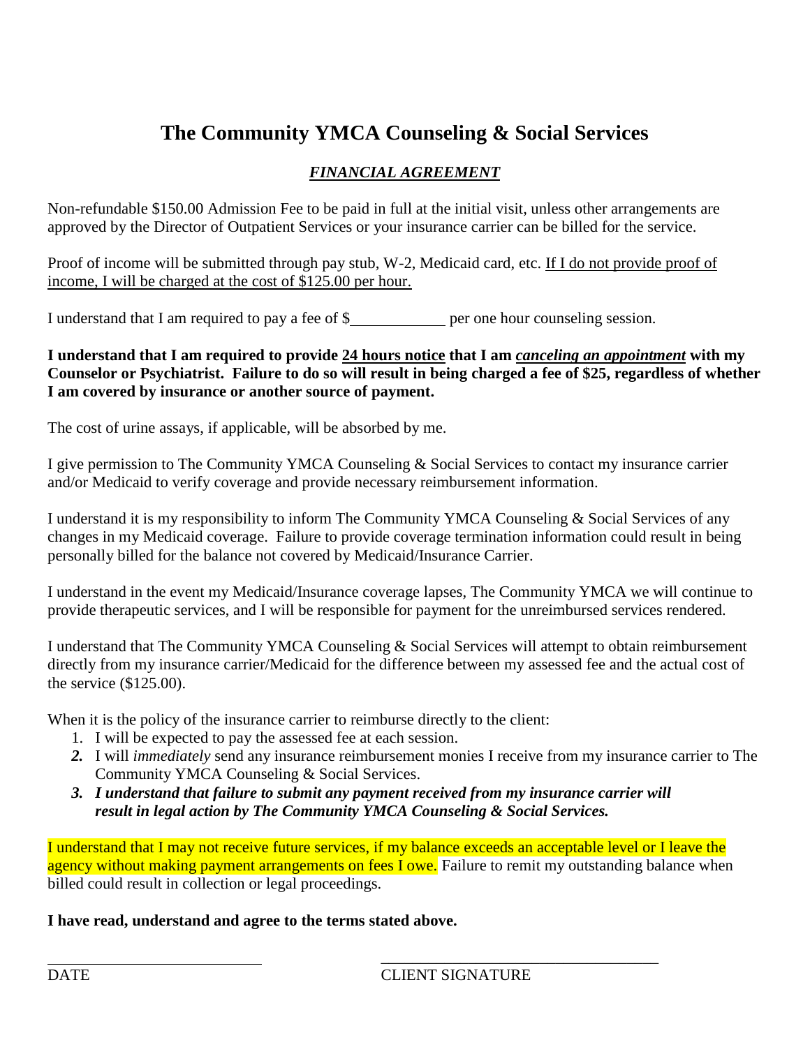# The Community YMCA Counseling & Social Services

## ***<u>FINANCIAL AGREEMENT</u>***

Non-refundable $150.00 Admission Fee to be paid in full at the initial visit, unless other arrangements are approved by the Director of Outpatient Services or your insurance carrier can be billed for the service.

Proof of income will be submitted through pay stub, W-2, Medicaid card, etc. <u>If I do not provide proof of income, I will be charged at the cost of $125.00 per hour.</u>

I understand that I am required to pay a fee of $____________ per one hour counseling session.

**I understand that I am required to provide <u>24 hours notice</u> that I am *<u>canceling an appointment</u>* with my Counselor or Psychiatrist. Failure to do so will result in being charged a fee of $25, regardless of whether I am covered by insurance or another source of payment.**

The cost of urine assays, if applicable, will be absorbed by me.

I give permission to The Community YMCA Counseling & Social Services to contact my insurance carrier and/or Medicaid to verify coverage and provide necessary reimbursement information.

I understand it is my responsibility to inform The Community YMCA Counseling & Social Services of any changes in my Medicaid coverage. Failure to provide coverage termination information could result in being personally billed for the balance not covered by Medicaid/Insurance Carrier.

I understand in the event my Medicaid/Insurance coverage lapses, The Community YMCA we will continue to provide therapeutic services, and I will be responsible for payment for the unreimbursed services rendered.

I understand that The Community YMCA Counseling & Social Services will attempt to obtain reimbursement directly from my insurance carrier/Medicaid for the difference between my assessed fee and the actual cost of the service ($125.00).

When it is the policy of the insurance carrier to reimburse directly to the client:

1. I will be expected to pay the assessed fee at each session.
2. I will *immediately* send any insurance reimbursement monies I receive from my insurance carrier to The Community YMCA Counseling & Social Services.
3. ***I understand that failure to submit any payment received from my insurance carrier will result in legal action by The Community YMCA Counseling & Social Services.***

I understand that I may not receive future services, if my balance exceeds an acceptable level or I leave the agency without making payment arrangements on fees I owe. Failure to remit my outstanding balance when billed could result in collection or legal proceedings.

**I have read, understand and agree to the terms stated above.**

____________________________ ____________________________________

DATE CLIENT SIGNATURE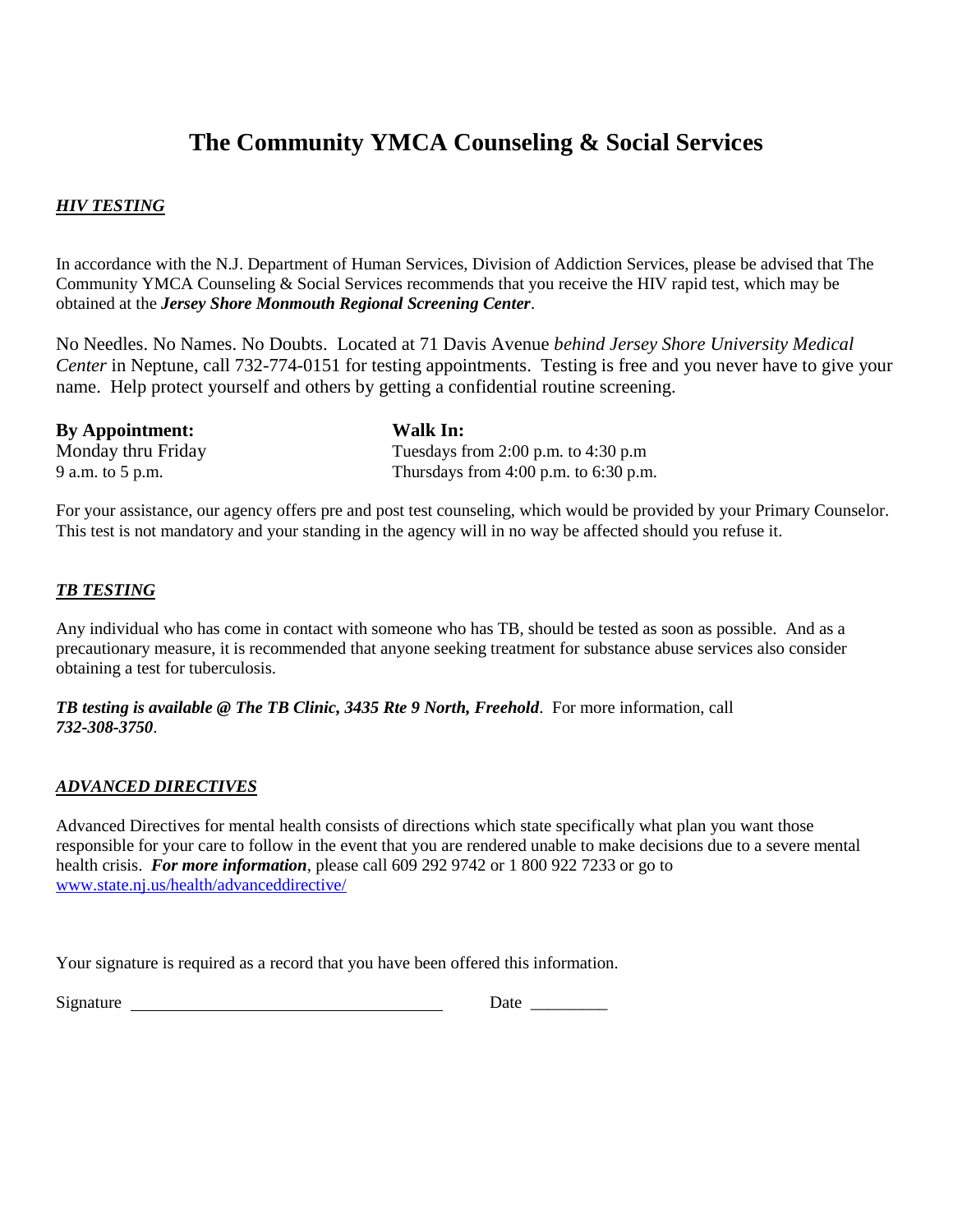# The Community YMCA Counseling & Social Services

***HIV TESTING***

In accordance with the N.J. Department of Human Services, Division of Addiction Services, please be advised that The Community YMCA Counseling & Social Services recommends that you receive the HIV rapid test, which may be obtained at the ***Jersey Shore Monmouth Regional Screening Center***.

No Needles. No Names. No Doubts. Located at 71 Davis Avenue *behind Jersey Shore University Medical Center* in Neptune, call 732-774-0151 for testing appointments. Testing is free and you never have to give your name. Help protect yourself and others by getting a confidential routine screening.

| **By Appointment:** | **Walk In:** |
|---|---|
| Monday thru Friday | Tuesdays from 2:00 p.m. to 4:30 p.m |
| 9 a.m. to 5 p.m. | Thursdays from 4:00 p.m. to 6:30 p.m. |

For your assistance, our agency offers pre and post test counseling, which would be provided by your Primary Counselor. This test is not mandatory and your standing in the agency will in no way be affected should you refuse it.

***TB TESTING***

Any individual who has come in contact with someone who has TB, should be tested as soon as possible. And as a precautionary measure, it is recommended that anyone seeking treatment for substance abuse services also consider obtaining a test for tuberculosis.

***TB testing is available @ The TB Clinic, 3435 Rte 9 North, Freehold***. For more information, call ***732-308-3750***.

***ADVANCED DIRECTIVES***

Advanced Directives for mental health consists of directions which state specifically what plan you want those responsible for your care to follow in the event that you are rendered unable to make decisions due to a severe mental health crisis. ***For more information***, please call 609 292 9742 or 1 800 922 7233 or go to www.state.nj.us/health/advanceddirective/

Your signature is required as a record that you have been offered this information.

Signature ____________________________________ Date _________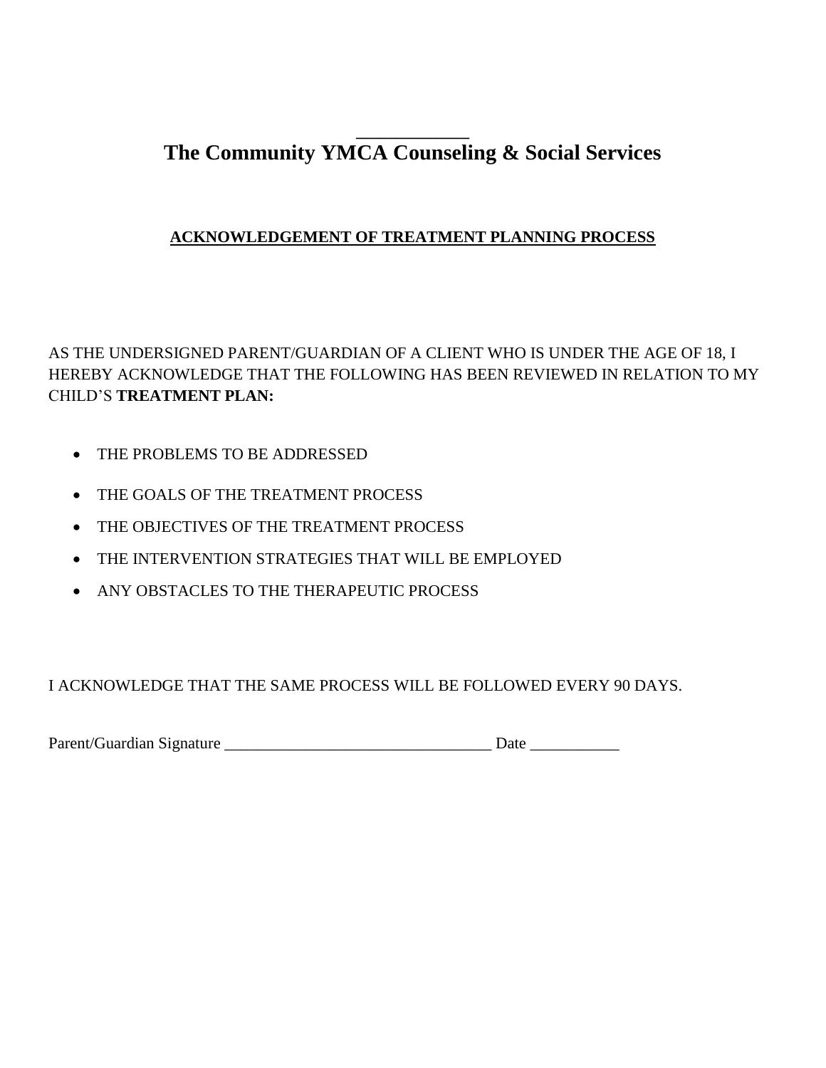# The Community YMCA Counseling & Social Services

## ACKNOWLEDGEMENT OF TREATMENT PLANNING PROCESS

AS THE UNDERSIGNED PARENT/GUARDIAN OF A CLIENT WHO IS UNDER THE AGE OF 18, I HEREBY ACKNOWLEDGE THAT THE FOLLOWING HAS BEEN REVIEWED IN RELATION TO MY CHILD'S **TREATMENT PLAN:**

- THE PROBLEMS TO BE ADDRESSED
- THE GOALS OF THE TREATMENT PROCESS
- THE OBJECTIVES OF THE TREATMENT PROCESS
- THE INTERVENTION STRATEGIES THAT WILL BE EMPLOYED
- ANY OBSTACLES TO THE THERAPEUTIC PROCESS

I ACKNOWLEDGE THAT THE SAME PROCESS WILL BE FOLLOWED EVERY 90 DAYS.

Parent/Guardian Signature ___________________________________ Date ___________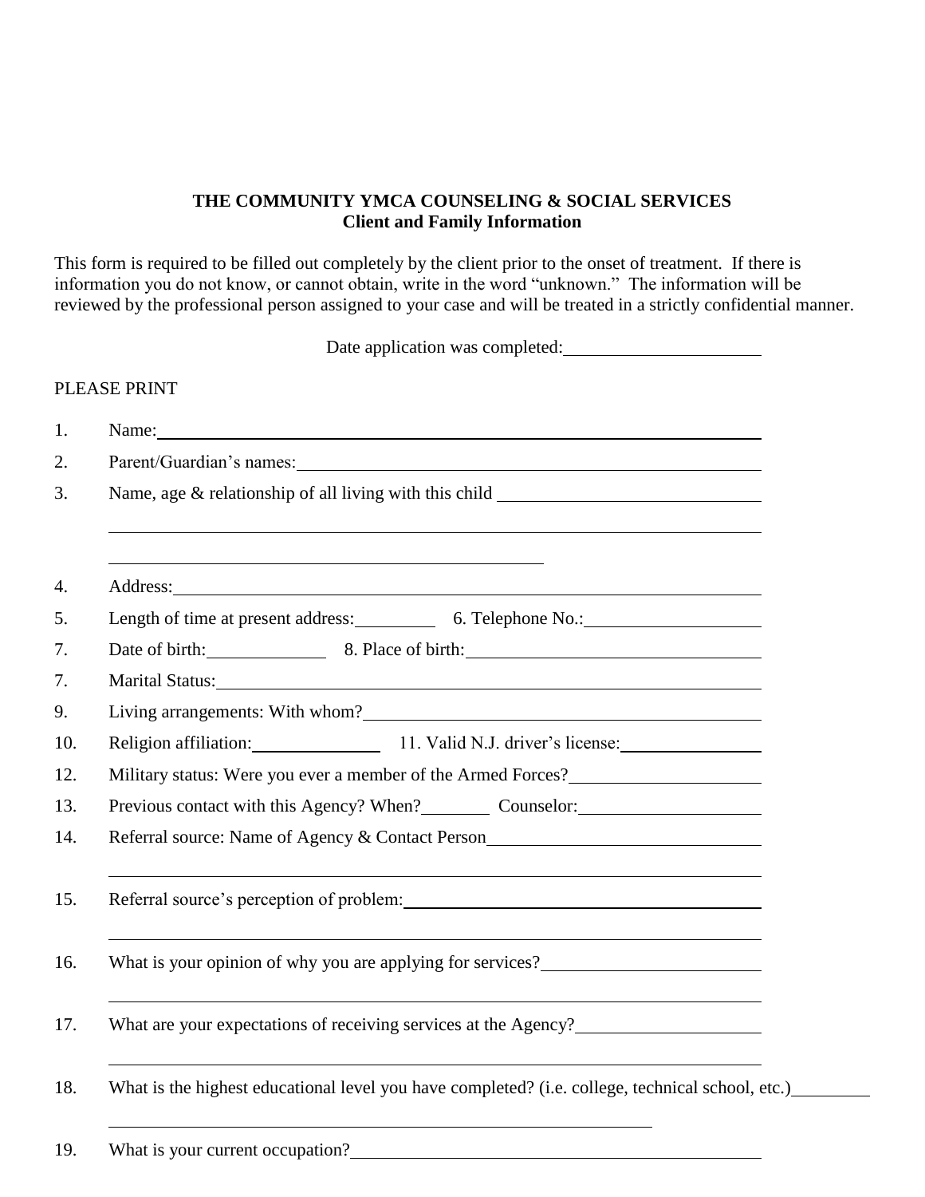**THE COMMUNITY YMCA COUNSELING & SOCIAL SERVICES**
**Client and Family Information**

This form is required to be filled out completely by the client prior to the onset of treatment. If there is information you do not know, or cannot obtain, write in the word "unknown." The information will be reviewed by the professional person assigned to your case and will be treated in a strictly confidential manner.

Date application was completed: \_\_\_\_\_\_\_\_\_\_\_\_\_\_\_\_\_\_\_\_

PLEASE PRINT

1. Name: \_\_\_\_\_\_\_\_\_\_\_\_\_\_\_\_\_\_\_\_\_\_\_\_\_\_\_\_\_\_\_\_\_\_\_\_\_\_\_\_
2. Parent/Guardian's names: \_\_\_\_\_\_\_\_\_\_\_\_\_\_\_\_\_\_\_\_\_\_\_\_\_\_\_\_\_\_
3. Name, age & relationship of all living with this child \_\_\_\_\_\_\_\_\_\_\_\_\_\_\_\_\_\_\_\_

   \_\_\_\_\_\_\_\_\_\_\_\_\_\_\_\_\_\_\_\_\_\_\_\_\_\_\_\_\_\_\_\_\_\_\_\_\_\_\_\_\_\_\_\_\_\_

   \_\_\_\_\_\_\_\_\_\_\_\_\_\_\_\_\_\_\_\_\_\_\_\_\_\_\_\_\_\_

4. Address: \_\_\_\_\_\_\_\_\_\_\_\_\_\_\_\_\_\_\_\_\_\_\_\_\_\_\_\_\_\_\_\_\_\_\_\_\_\_\_\_
5. Length of time at present address: \_\_\_\_\_\_\_\_ 6. Telephone No.: \_\_\_\_\_\_\_\_\_\_\_\_\_\_\_\_
7. Date of birth: \_\_\_\_\_\_\_\_\_\_ 8. Place of birth: \_\_\_\_\_\_\_\_\_\_\_\_\_\_\_\_\_\_\_\_\_\_\_\_

7\. Marital Status: \_\_\_\_\_\_\_\_\_\_\_\_\_\_\_\_\_\_\_\_\_\_\_\_\_\_\_\_\_\_\_\_\_\_\_\_\_\_\_\_

9. Living arrangements: With whom? \_\_\_\_\_\_\_\_\_\_\_\_\_\_\_\_\_\_\_\_\_\_\_\_\_\_\_\_\_\_
10. Religion affiliation: \_\_\_\_\_\_\_\_\_\_\_\_ 11. Valid N.J. driver's license: \_\_\_\_\_\_\_\_\_\_\_\_
12. Military status: Were you ever a member of the Armed Forces? \_\_\_\_\_\_\_\_\_\_\_\_\_\_\_\_
13. Previous contact with this Agency? When? \_\_\_\_\_\_\_ Counselor: \_\_\_\_\_\_\_\_\_\_\_\_\_\_\_\_
14. Referral source: Name of Agency & Contact Person \_\_\_\_\_\_\_\_\_\_\_\_\_\_\_\_\_\_\_\_\_\_\_\_

    \_\_\_\_\_\_\_\_\_\_\_\_\_\_\_\_\_\_\_\_\_\_\_\_\_\_\_\_\_\_\_\_\_\_\_\_\_\_\_\_\_\_\_\_\_\_

15. Referral source's perception of problem: \_\_\_\_\_\_\_\_\_\_\_\_\_\_\_\_\_\_\_\_\_\_\_\_\_\_\_\_\_\_

    \_\_\_\_\_\_\_\_\_\_\_\_\_\_\_\_\_\_\_\_\_\_\_\_\_\_\_\_\_\_\_\_\_\_\_\_\_\_\_\_\_\_\_\_\_\_

16. What is your opinion of why you are applying for services? \_\_\_\_\_\_\_\_\_\_\_\_\_\_\_\_\_\_\_\_

    \_\_\_\_\_\_\_\_\_\_\_\_\_\_\_\_\_\_\_\_\_\_\_\_\_\_\_\_\_\_\_\_\_\_\_\_\_\_\_\_\_\_\_\_\_\_

17. What are your expectations of receiving services at the Agency? \_\_\_\_\_\_\_\_\_\_\_\_\_\_\_\_

    \_\_\_\_\_\_\_\_\_\_\_\_\_\_\_\_\_\_\_\_\_\_\_\_\_\_\_\_\_\_\_\_\_\_\_\_\_\_\_\_\_\_\_\_\_\_

18. What is the highest educational level you have completed? (i.e. college, technical school, etc.) \_\_\_\_\_\_\_\_

    \_\_\_\_\_\_\_\_\_\_\_\_\_\_\_\_\_\_\_\_\_\_\_\_\_\_\_\_\_\_\_\_\_\_\_\_\_\_\_\_

19. What is your current occupation? \_\_\_\_\_\_\_\_\_\_\_\_\_\_\_\_\_\_\_\_\_\_\_\_\_\_\_\_\_\_\_\_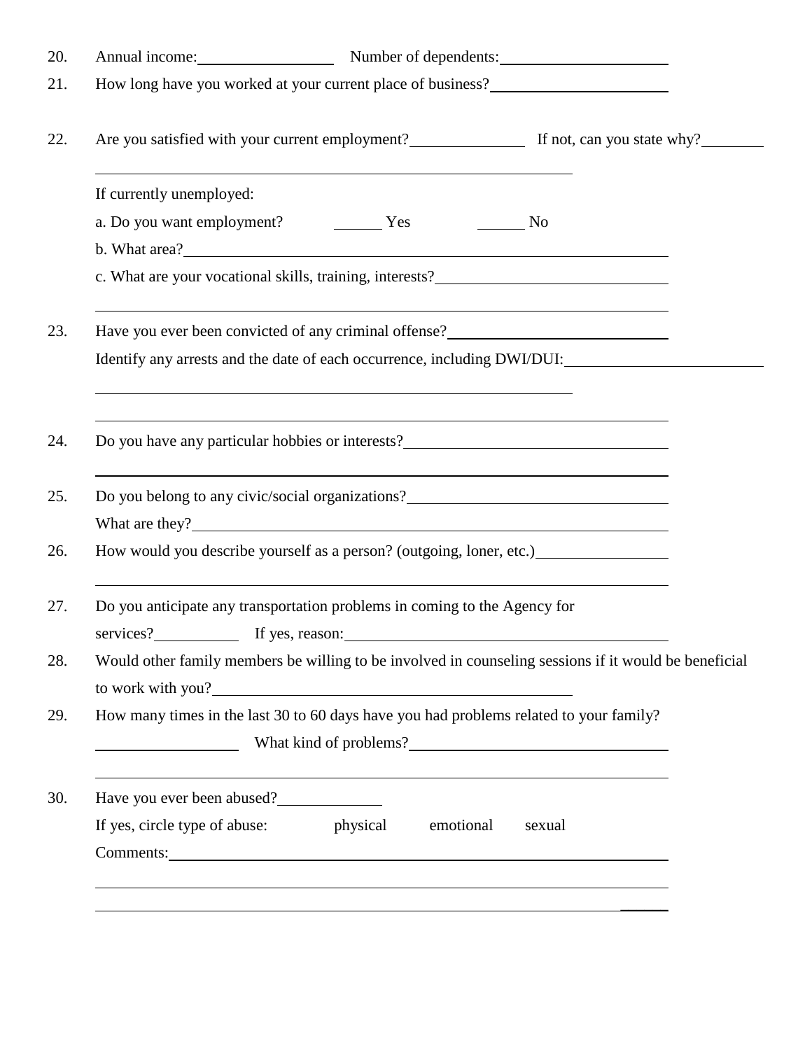20. Annual income: ________________ Number of dependents: ____________________

21. How long have you worked at your current place of business? ____________________

22. Are you satisfied with your current employment? ______________ If not, can you state why? ________

    ____________________________________________________________

    If currently unemployed:

    a. Do you want employment? ______ Yes ______ No

    b. What area? ____________________________________________________________

    c. What are your vocational skills, training, interests? ____________________________

    ____________________________________________________________

23. Have you ever been convicted of any criminal offense? ____________________________

    Identify any arrests and the date of each occurrence, including DWI/DUI: ______________________

    ____________________________________________________________

    ____________________________________________________________

24. Do you have any particular hobbies or interests? ________________________________

    ____________________________________________________________

25. Do you belong to any civic/social organizations? ________________________________

    What are they? ____________________________________________________________

26. How would you describe yourself as a person? (outgoing, loner, etc.) ________________

    ____________________________________________________________

27. Do you anticipate any transportation problems in coming to the Agency for services? __________ If yes, reason: ________________________________________

28. Would other family members be willing to be involved in counseling sessions if it would be beneficial to work with you? ____________________________________________

29. How many times in the last 30 to 60 days have you had problems related to your family?

    ________________ What kind of problems? ________________________________

    ____________________________________________________________

30. Have you ever been abused? ____________

    If yes, circle type of abuse: physical emotional sexual

    Comments: ____________________________________________________________

    ____________________________________________________________

    ____________________________________________________________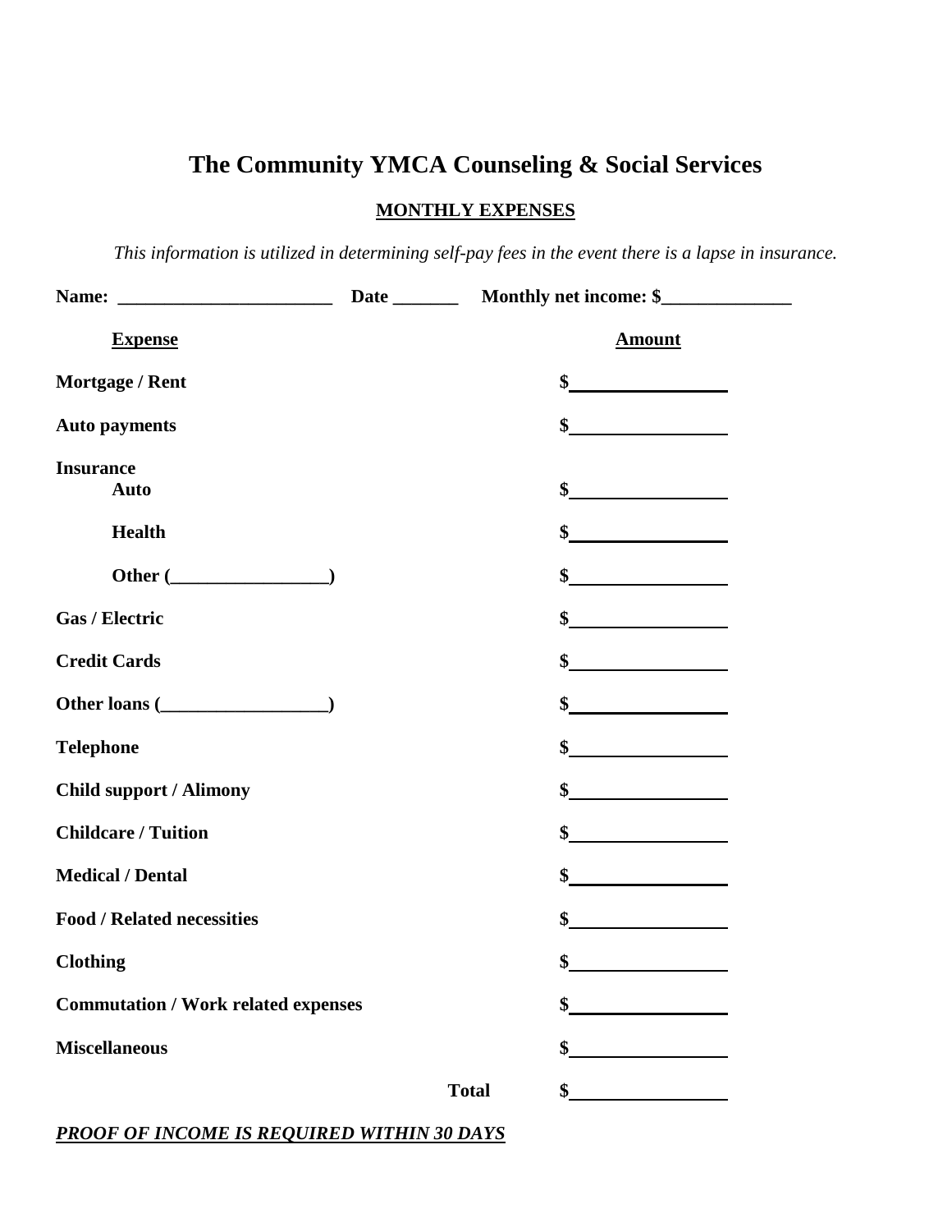# The Community YMCA Counseling & Social Services

**MONTHLY EXPENSES**

*This information is utilized in determining self-pay fees in the event there is a lapse in insurance.*

**Name: _______________________ Date _______ Monthly net income: $______________**

| **Expense** | **Amount** |
|---|---|
| **Mortgage / Rent** | **$________________** |
| **Auto payments** | **$________________** |
| **Insurance** | |
| **Auto** | **$________________** |
| **Health** | **$________________** |
| **Other (_________________)** | **$________________** |
| **Gas / Electric** | **$________________** |
| **Credit Cards** | **$________________** |
| **Other loans (__________________)** | **$________________** |
| **Telephone** | **$________________** |
| **Child support / Alimony** | **$________________** |
| **Childcare / Tuition** | **$________________** |
| **Medical / Dental** | **$________________** |
| **Food / Related necessities** | **$________________** |
| **Clothing** | **$________________** |
| **Commutation / Work related expenses** | **$________________** |
| **Miscellaneous** | **$________________** |
| **Total** | **$________________** |

***PROOF OF INCOME IS REQUIRED WITHIN 30 DAYS***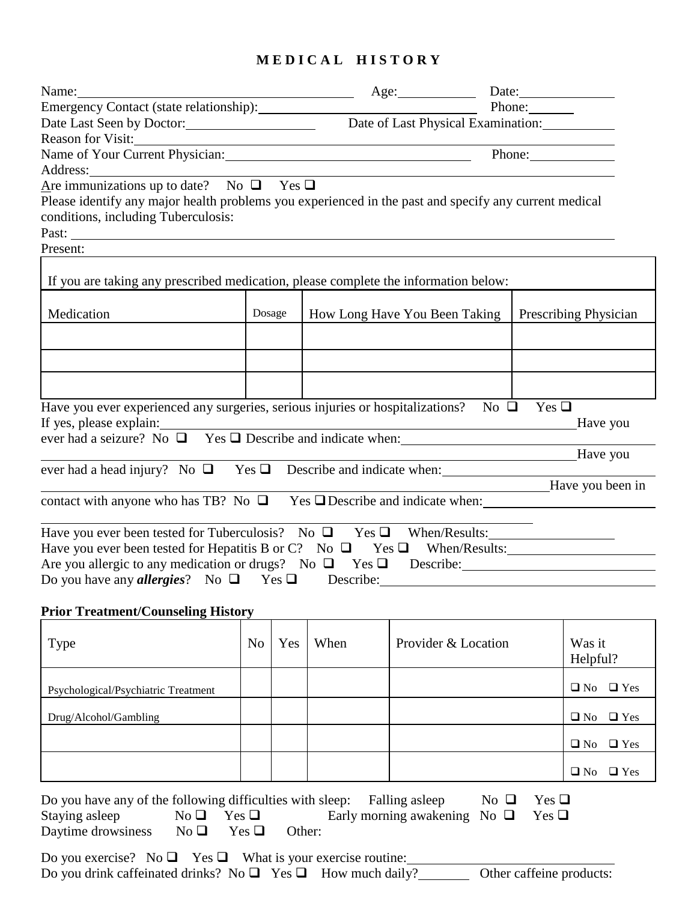# MEDICAL HISTORY

Name: \_\_\_\_\_\_\_\_\_\_ Age: \_\_\_\_\_\_ Date: \_\_\_\_\_\_

Emergency Contact (state relationship): \_\_\_\_\_\_\_\_\_\_ Phone: \_\_\_\_\_\_

Date Last Seen by Doctor: \_\_\_\_\_\_\_\_\_\_ Date of Last Physical Examination: \_\_\_\_\_\_

Reason for Visit: \_\_\_\_\_\_\_\_\_\_

Name of Your Current Physician: \_\_\_\_\_\_\_\_\_\_ Phone: \_\_\_\_\_\_

Address: \_\_\_\_\_\_\_\_\_\_

Are immunizations up to date? No ❑ Yes ❑

Please identify any major health problems you experienced in the past and specify any current medical conditions, including Tuberculosis:

Past: \_\_\_\_\_\_\_\_\_\_

Present:

If you are taking any prescribed medication, please complete the information below:

| Medication | Dosage | How Long Have You Been Taking | Prescribing Physician |
|---|---|---|---|
| | | | |
| | | | |
| | | | |

Have you ever experienced any surgeries, serious injuries or hospitalizations? No ❑ Yes ❑

If yes, please explain: \_\_\_\_\_\_\_\_\_\_

Have you ever had a seizure? No ❑ Yes ❑ Describe and indicate when: \_\_\_\_\_\_\_\_\_\_

Have you ever had a head injury? No ❑ Yes ❑ Describe and indicate when: \_\_\_\_\_\_\_\_\_\_

Have you been in contact with anyone who has TB? No ❑ Yes ❑ Describe and indicate when: \_\_\_\_\_\_\_\_\_\_

Have you ever been tested for Tuberculosis? No ❑ Yes ❑ When/Results: \_\_\_\_\_\_\_\_\_\_

Have you ever been tested for Hepatitis B or C? No ❑ Yes ❑ When/Results: \_\_\_\_\_\_\_\_\_\_

Are you allergic to any medication or drugs? No ❑ Yes ❑ Describe: \_\_\_\_\_\_\_\_\_\_

Do you have any ***allergies***? No ❑ Yes ❑ Describe: \_\_\_\_\_\_\_\_\_\_

**Prior Treatment/Counseling History**

| Type | No | Yes | When | Provider & Location | Was it Helpful? |
|---|---|---|---|---|---|
| Psychological/Psychiatric Treatment | | | | | ❑ No ❑ Yes |
| Drug/Alcohol/Gambling | | | | | ❑ No ❑ Yes |
| | | | | | ❑ No ❑ Yes |
| | | | | | ❑ No ❑ Yes |

Do you have any of the following difficulties with sleep: Falling asleep No ❑ Yes ❑

Staying asleep No ❑ Yes ❑ Early morning awakening No ❑ Yes ❑

Daytime drowsiness No ❑ Yes ❑ Other:

Do you exercise? No ❑ Yes ❑ What is your exercise routine: \_\_\_\_\_\_\_\_\_\_

Do you drink caffeinated drinks? No ❑ Yes ❑ How much daily? \_\_\_\_\_\_ Other caffeine products: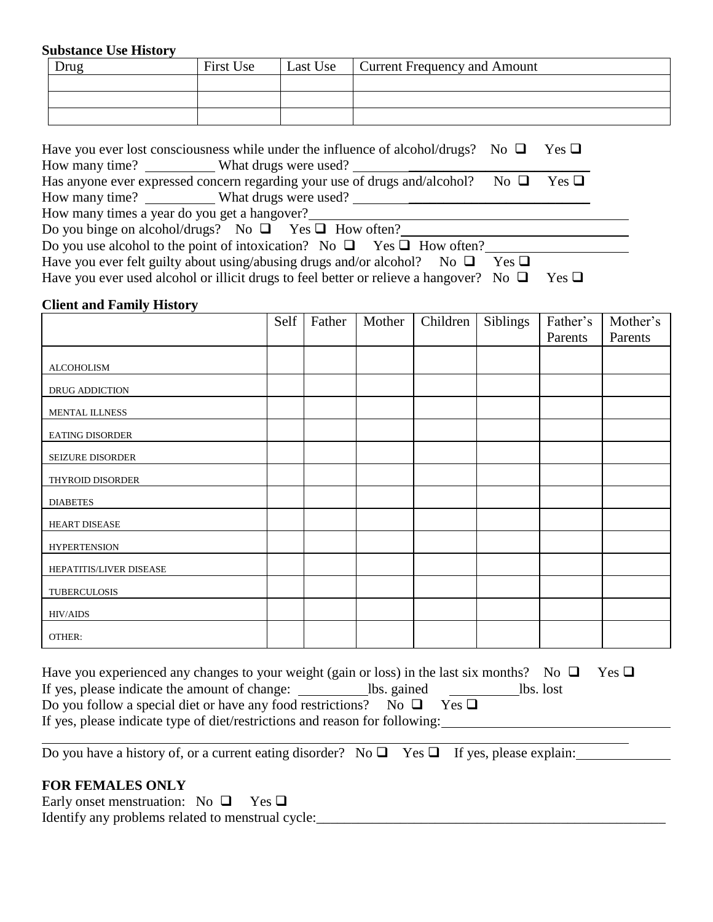**Substance Use History**

| Drug | First Use | Last Use | Current Frequency and Amount |
|---|---|---|---|
| | | | |
| | | | |
| | | | |

Have you ever lost consciousness while under the influence of alcohol/drugs? No ❑ Yes ❑
How many time? __________ What drugs were used? ___________________________________
Has anyone ever expressed concern regarding your use of drugs and/alcohol? No ❑ Yes ❑
How many time? __________ What drugs were used? ___________________________________
How many times a year do you get a hangover?______________________________________________
Do you binge on alcohol/drugs? No ❑ Yes ❑ How often?_____________________________________
Do you use alcohol to the point of intoxication? No ❑ Yes ❑ How often?______________________
Have you ever felt guilty about using/abusing drugs and/or alcohol? No ❑ Yes ❑
Have you ever used alcohol or illicit drugs to feel better or relieve a hangover? No ❑ Yes ❑

**Client and Family History**

| | Self | Father | Mother | Children | Siblings | Father's Parents | Mother's Parents |
|---|---|---|---|---|---|---|---|
| ALCOHOLISM | | | | | | | |
| DRUG ADDICTION | | | | | | | |
| MENTAL ILLNESS | | | | | | | |
| EATING DISORDER | | | | | | | |
| SEIZURE DISORDER | | | | | | | |
| THYROID DISORDER | | | | | | | |
| DIABETES | | | | | | | |
| HEART DISEASE | | | | | | | |
| HYPERTENSION | | | | | | | |
| HEPATITIS/LIVER DISEASE | | | | | | | |
| TUBERCULOSIS | | | | | | | |
| HIV/AIDS | | | | | | | |
| OTHER: | | | | | | | |

Have you experienced any changes to your weight (gain or loss) in the last six months? No ❑ Yes ❑
If yes, please indicate the amount of change: __________lbs. gained __________lbs. lost
Do you follow a special diet or have any food restrictions? No ❑ Yes ❑
If yes, please indicate type of diet/restrictions and reason for following:___________________________
_____________________________________________________________________________________
Do you have a history of, or a current eating disorder? No ❑ Yes ❑ If yes, please explain:__________

**FOR FEMALES ONLY**

Early onset menstruation: No ❑ Yes ❑
Identify any problems related to menstrual cycle:_____________________________________________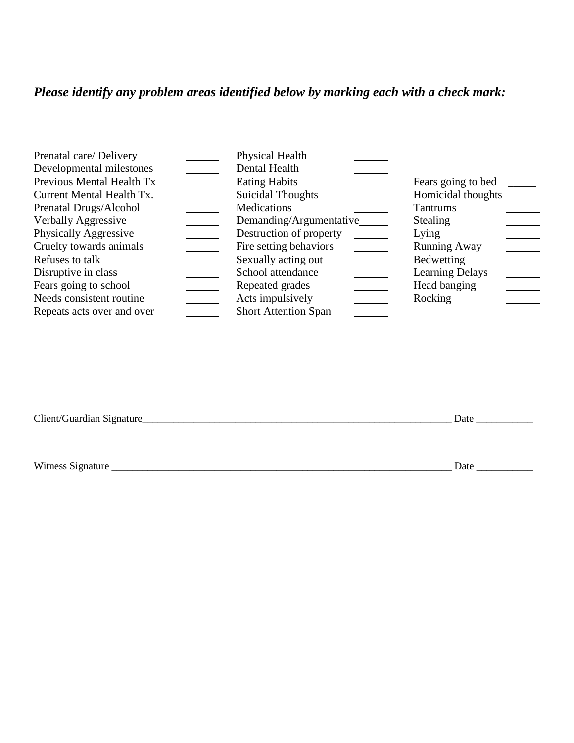***Please identify any problem areas identified below by marking each with a check mark:***

| | | | | | |
|---|---|---|---|---|---|
| Prenatal care/ Delivery | ______ | Physical Health | ______ | | |
| Developmental milestones | ______ | Dental Health | ______ | | |
| Previous Mental Health Tx | ______ | Eating Habits | ______ | Fears going to bed | _____ |
| Current Mental Health Tx. | ______ | Suicidal Thoughts | ______ | Homicidal thoughts | ______ |
| Prenatal Drugs/Alcohol | ______ | Medications | ______ | Tantrums | ______ |
| Verbally Aggressive | ______ | Demanding/Argumentative | ______ | Stealing | ______ |
| Physically Aggressive | ______ | Destruction of property | ______ | Lying | ______ |
| Cruelty towards animals | ______ | Fire setting behaviors | ______ | Running Away | ______ |
| Refuses to talk | ______ | Sexually acting out | ______ | Bedwetting | ______ |
| Disruptive in class | ______ | School attendance | ______ | Learning Delays | ______ |
| Fears going to school | ______ | Repeated grades | ______ | Head banging | ______ |
| Needs consistent routine | ______ | Acts impulsively | ______ | Rocking | ______ |
| Repeats acts over and over | ______ | Short Attention Span | ______ | | |

Client/Guardian Signature_______________________________________________________________ Date ___________

Witness Signature _____________________________________________________________________ Date ___________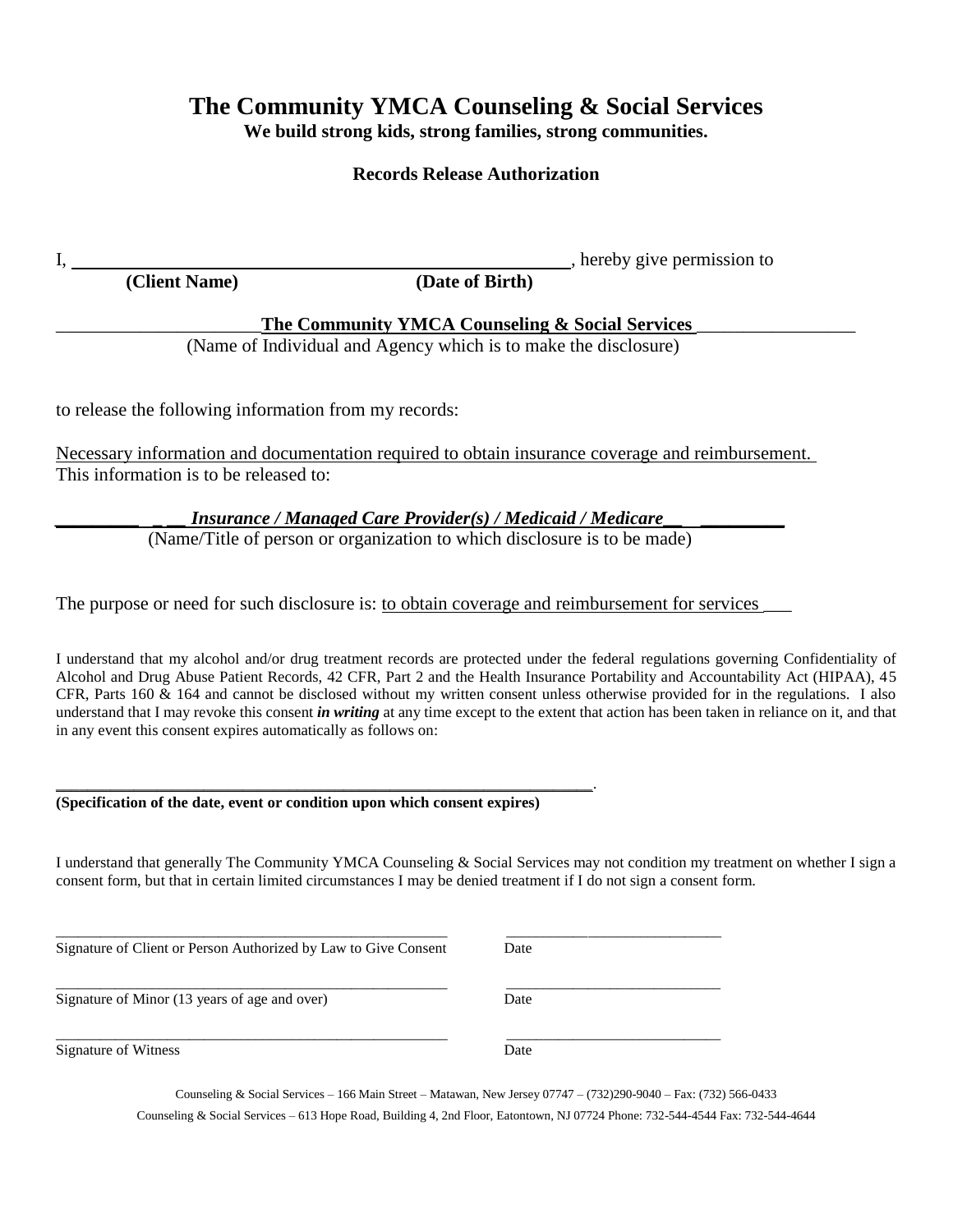# The Community YMCA Counseling & Social Services

**We build strong kids, strong families, strong communities.**

**Records Release Authorization**

I, ______________________________________________, hereby give permission to

**(Client Name)** **(Date of Birth)**

______________________**The Community YMCA Counseling & Social Services** _________________

(Name of Individual and Agency which is to make the disclosure)

to release the following information from my records:

Necessary information and documentation required to obtain insurance coverage and reimbursement.

This information is to be released to:

**_________ _ __ *Insurance / Managed Care Provider(s) / Medicaid / Medicare__ _________***

(Name/Title of person or organization to which disclosure is to be made)

The purpose or need for such disclosure is: to obtain coverage and reimbursement for services ___

I understand that my alcohol and/or drug treatment records are protected under the federal regulations governing Confidentiality of Alcohol and Drug Abuse Patient Records, 42 CFR, Part 2 and the Health Insurance Portability and Accountability Act (HIPAA), 45 CFR, Parts 160 & 164 and cannot be disclosed without my written consent unless otherwise provided for in the regulations. I also understand that I may revoke this consent ***in writing*** at any time except to the extent that action has been taken in reliance on it, and that in any event this consent expires automatically as follows on:

______________________________________________________________.

**(Specification of the date, event or condition upon which consent expires)**

I understand that generally The Community YMCA Counseling & Social Services may not condition my treatment on whether I sign a consent form, but that in certain limited circumstances I may be denied treatment if I do not sign a consent form.

_____________________________________________________ _____________________________

Signature of Client or Person Authorized by Law to Give Consent Date

_____________________________________________________ _____________________________

Signature of Minor (13 years of age and over) Date

_____________________________________________________ _____________________________

Signature of Witness Date

Counseling & Social Services – 166 Main Street – Matawan, New Jersey 07747 – (732)290-9040 – Fax: (732) 566-0433

Counseling & Social Services – 613 Hope Road, Building 4, 2nd Floor, Eatontown, NJ 07724 Phone: 732-544-4544 Fax: 732-544-4644